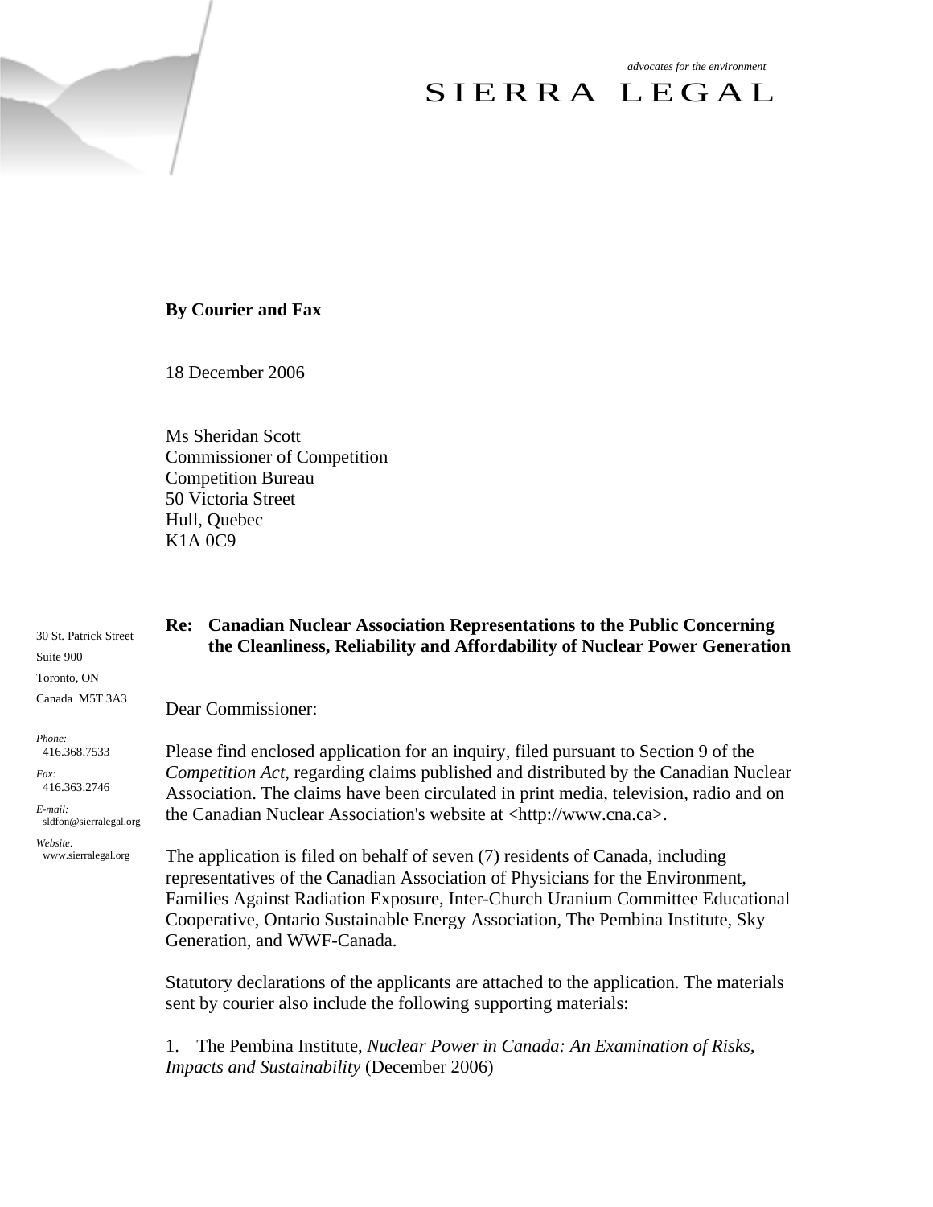*advocates for the environment*

SIERRA LEGAL

**By Courier and Fax**

18 December 2006

Ms Sheridan Scott
Commissioner of Competition
Competition Bureau
50 Victoria Street
Hull, Quebec
K1A 0C9

30 St. Patrick Street
Suite 900
Toronto, ON
Canada M5T 3A3

*Phone:* 416.368.7533
*Fax:* 416.363.2746
*E-mail:* sldfon@sierralegal.org
*Website:* www.sierralegal.org

**Re: Canadian Nuclear Association Representations to the Public Concerning the Cleanliness, Reliability and Affordability of Nuclear Power Generation**

Dear Commissioner:

Please find enclosed application for an inquiry, filed pursuant to Section 9 of the *Competition Act*, regarding claims published and distributed by the Canadian Nuclear Association. The claims have been circulated in print media, television, radio and on the Canadian Nuclear Association's website at <http://www.cna.ca>.

The application is filed on behalf of seven (7) residents of Canada, including representatives of the Canadian Association of Physicians for the Environment, Families Against Radiation Exposure, Inter-Church Uranium Committee Educational Cooperative, Ontario Sustainable Energy Association, The Pembina Institute, Sky Generation, and WWF-Canada.

Statutory declarations of the applicants are attached to the application. The materials sent by courier also include the following supporting materials:

1. The Pembina Institute, *Nuclear Power in Canada: An Examination of Risks, Impacts and Sustainability* (December 2006)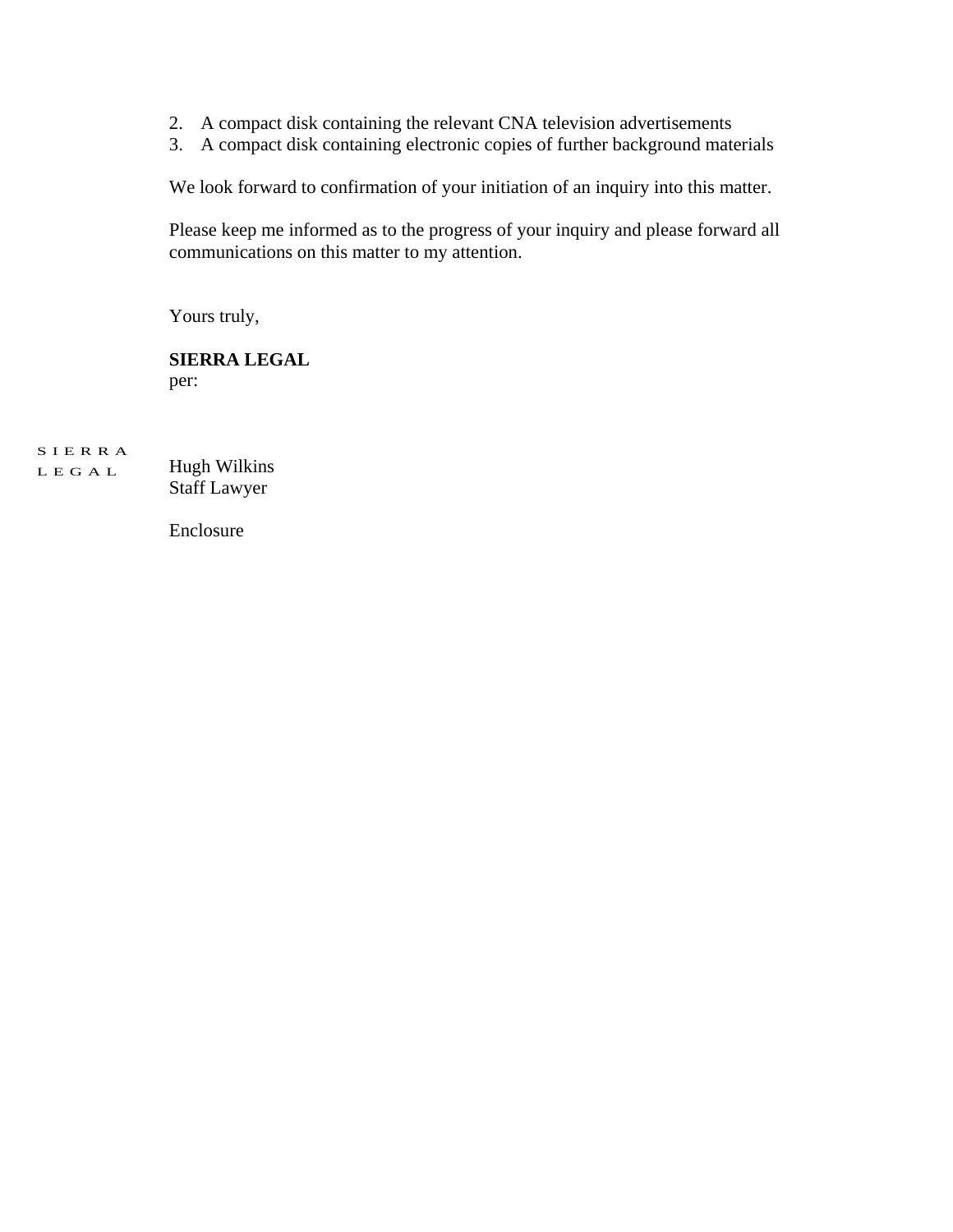2. A compact disk containing the relevant CNA television advertisements
3. A compact disk containing electronic copies of further background materials

We look forward to confirmation of your initiation of an inquiry into this matter.

Please keep me informed as to the progress of your inquiry and please forward all communications on this matter to my attention.

Yours truly,

**SIERRA LEGAL**
per:

SIERRA LEGAL

Hugh Wilkins
Staff Lawyer

Enclosure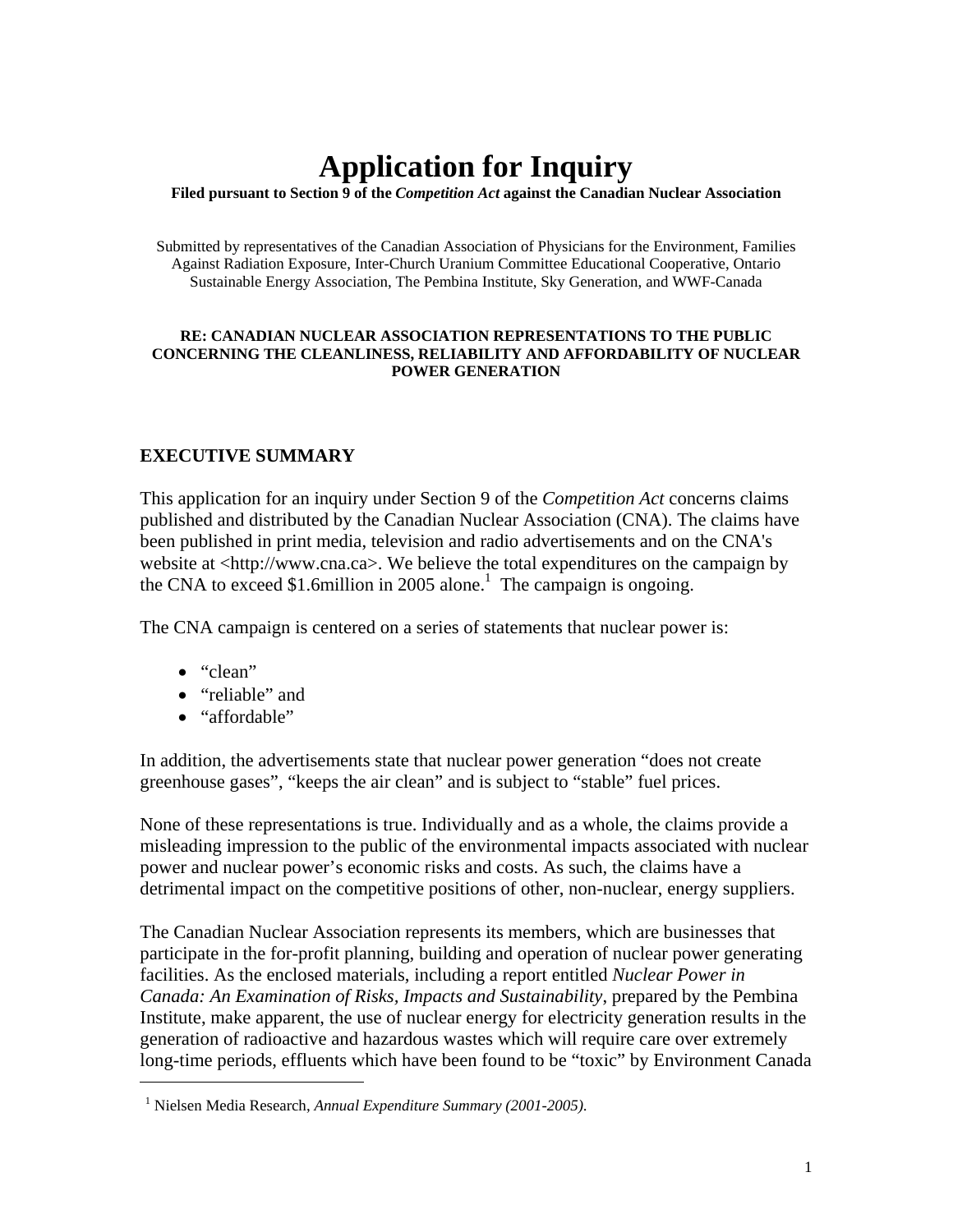# Application for Inquiry

**Filed pursuant to Section 9 of the *Competition Act* against the Canadian Nuclear Association**

Submitted by representatives of the Canadian Association of Physicians for the Environment, Families Against Radiation Exposure, Inter-Church Uranium Committee Educational Cooperative, Ontario Sustainable Energy Association, The Pembina Institute, Sky Generation, and WWF-Canada

**RE: CANADIAN NUCLEAR ASSOCIATION REPRESENTATIONS TO THE PUBLIC CONCERNING THE CLEANLINESS, RELIABILITY AND AFFORDABILITY OF NUCLEAR POWER GENERATION**

## EXECUTIVE SUMMARY

This application for an inquiry under Section 9 of the *Competition Act* concerns claims published and distributed by the Canadian Nuclear Association (CNA). The claims have been published in print media, television and radio advertisements and on the CNA's website at <http://www.cna.ca>. We believe the total expenditures on the campaign by the CNA to exceed $1.6million in 2005 alone.[1] The campaign is ongoing.

The CNA campaign is centered on a series of statements that nuclear power is:

- "clean"
- "reliable" and
- "affordable"

In addition, the advertisements state that nuclear power generation "does not create greenhouse gases", "keeps the air clean" and is subject to "stable" fuel prices.

None of these representations is true. Individually and as a whole, the claims provide a misleading impression to the public of the environmental impacts associated with nuclear power and nuclear power's economic risks and costs. As such, the claims have a detrimental impact on the competitive positions of other, non-nuclear, energy suppliers.

The Canadian Nuclear Association represents its members, which are businesses that participate in the for-profit planning, building and operation of nuclear power generating facilities. As the enclosed materials, including a report entitled *Nuclear Power in Canada: An Examination of Risks, Impacts and Sustainability*, prepared by the Pembina Institute, make apparent, the use of nuclear energy for electricity generation results in the generation of radioactive and hazardous wastes which will require care over extremely long-time periods, effluents which have been found to be "toxic" by Environment Canada

[1] Nielsen Media Research, *Annual Expenditure Summary (2001-2005).*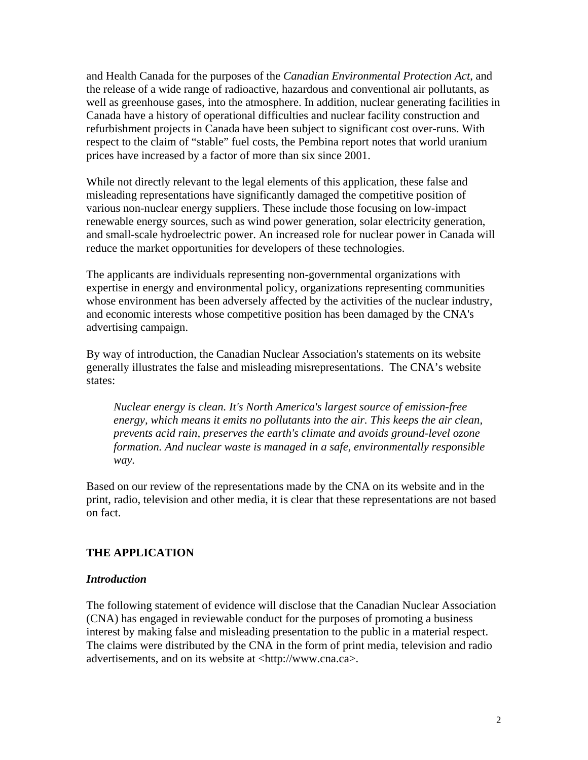and Health Canada for the purposes of the *Canadian Environmental Protection Act*, and the release of a wide range of radioactive, hazardous and conventional air pollutants, as well as greenhouse gases, into the atmosphere. In addition, nuclear generating facilities in Canada have a history of operational difficulties and nuclear facility construction and refurbishment projects in Canada have been subject to significant cost over-runs. With respect to the claim of "stable" fuel costs, the Pembina report notes that world uranium prices have increased by a factor of more than six since 2001.

While not directly relevant to the legal elements of this application, these false and misleading representations have significantly damaged the competitive position of various non-nuclear energy suppliers. These include those focusing on low-impact renewable energy sources, such as wind power generation, solar electricity generation, and small-scale hydroelectric power. An increased role for nuclear power in Canada will reduce the market opportunities for developers of these technologies.

The applicants are individuals representing non-governmental organizations with expertise in energy and environmental policy, organizations representing communities whose environment has been adversely affected by the activities of the nuclear industry, and economic interests whose competitive position has been damaged by the CNA's advertising campaign.

By way of introduction, the Canadian Nuclear Association's statements on its website generally illustrates the false and misleading misrepresentations. The CNA's website states:

> *Nuclear energy is clean. It's North America's largest source of emission-free energy, which means it emits no pollutants into the air. This keeps the air clean, prevents acid rain, preserves the earth's climate and avoids ground-level ozone formation. And nuclear waste is managed in a safe, environmentally responsible way.*

Based on our review of the representations made by the CNA on its website and in the print, radio, television and other media, it is clear that these representations are not based on fact.

## THE APPLICATION

### *Introduction*

The following statement of evidence will disclose that the Canadian Nuclear Association (CNA) has engaged in reviewable conduct for the purposes of promoting a business interest by making false and misleading presentation to the public in a material respect. The claims were distributed by the CNA in the form of print media, television and radio advertisements, and on its website at <http://www.cna.ca>.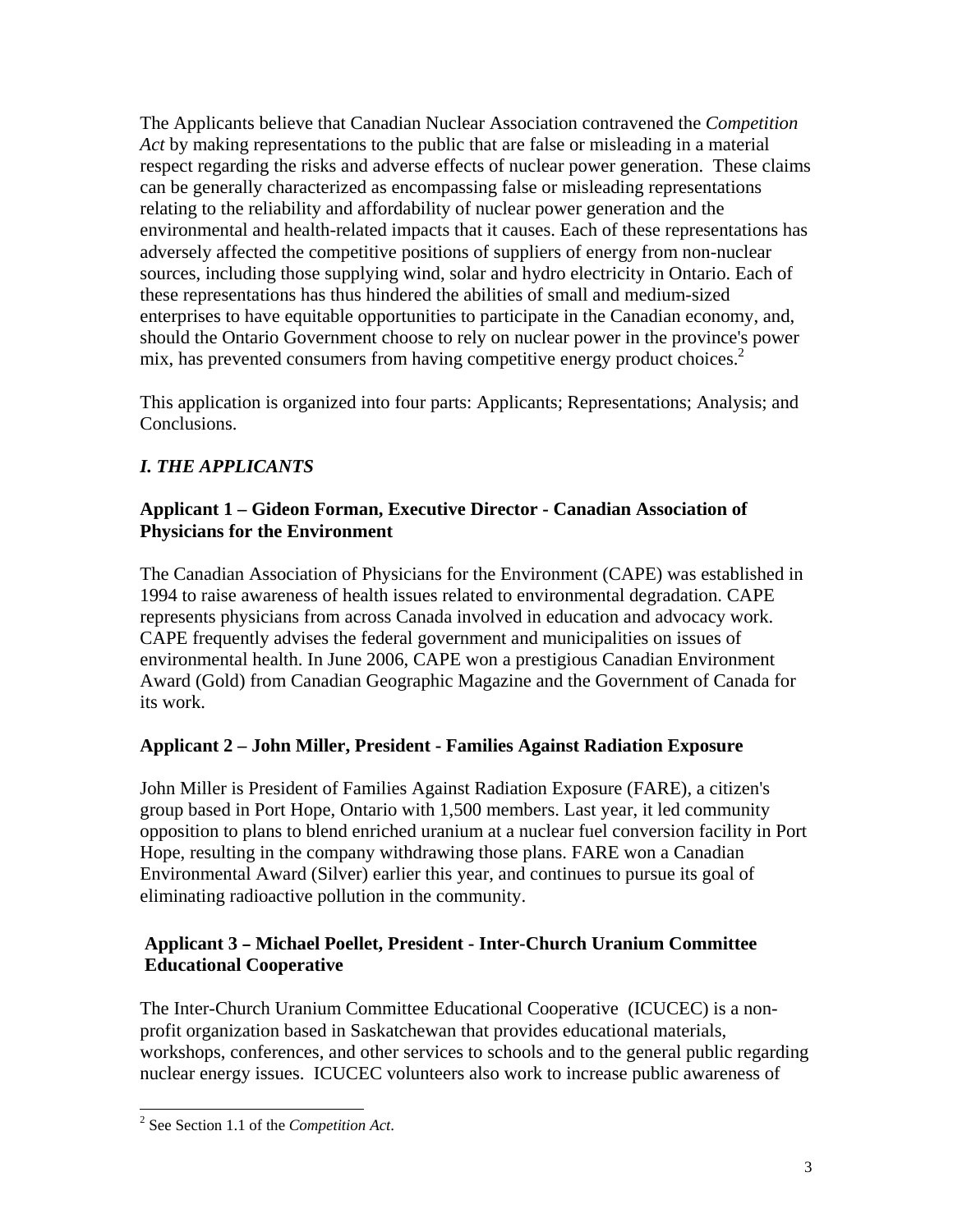The Applicants believe that Canadian Nuclear Association contravened the *Competition Act* by making representations to the public that are false or misleading in a material respect regarding the risks and adverse effects of nuclear power generation. These claims can be generally characterized as encompassing false or misleading representations relating to the reliability and affordability of nuclear power generation and the environmental and health-related impacts that it causes. Each of these representations has adversely affected the competitive positions of suppliers of energy from non-nuclear sources, including those supplying wind, solar and hydro electricity in Ontario. Each of these representations has thus hindered the abilities of small and medium-sized enterprises to have equitable opportunities to participate in the Canadian economy, and, should the Ontario Government choose to rely on nuclear power in the province's power mix, has prevented consumers from having competitive energy product choices.[2]

This application is organized into four parts: Applicants; Representations; Analysis; and Conclusions.

## *I. THE APPLICANTS*

### Applicant 1 – Gideon Forman, Executive Director - Canadian Association of Physicians for the Environment

The Canadian Association of Physicians for the Environment (CAPE) was established in 1994 to raise awareness of health issues related to environmental degradation. CAPE represents physicians from across Canada involved in education and advocacy work. CAPE frequently advises the federal government and municipalities on issues of environmental health. In June 2006, CAPE won a prestigious Canadian Environment Award (Gold) from Canadian Geographic Magazine and the Government of Canada for its work.

### Applicant 2 – John Miller, President - Families Against Radiation Exposure

John Miller is President of Families Against Radiation Exposure (FARE), a citizen's group based in Port Hope, Ontario with 1,500 members. Last year, it led community opposition to plans to blend enriched uranium at a nuclear fuel conversion facility in Port Hope, resulting in the company withdrawing those plans. FARE won a Canadian Environmental Award (Silver) earlier this year, and continues to pursue its goal of eliminating radioactive pollution in the community.

### Applicant 3 – Michael Poellet, President - Inter-Church Uranium Committee Educational Cooperative

The Inter-Church Uranium Committee Educational Cooperative (ICUCEC) is a non-profit organization based in Saskatchewan that provides educational materials, workshops, conferences, and other services to schools and to the general public regarding nuclear energy issues. ICUCEC volunteers also work to increase public awareness of

[2] See Section 1.1 of the *Competition Act*.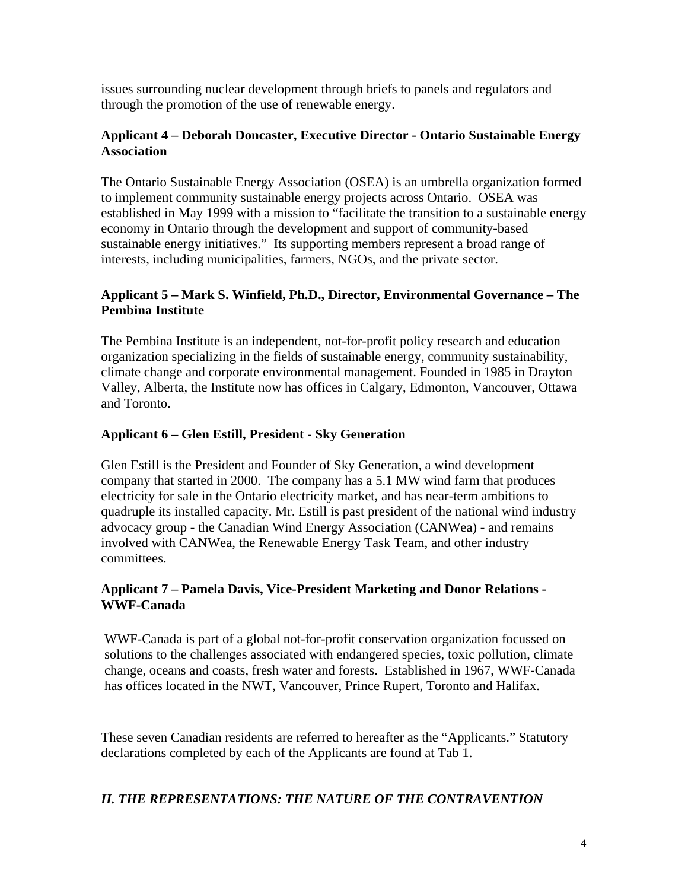issues surrounding nuclear development through briefs to panels and regulators and through the promotion of the use of renewable energy.

**Applicant 4 – Deborah Doncaster, Executive Director - Ontario Sustainable Energy Association**

The Ontario Sustainable Energy Association (OSEA) is an umbrella organization formed to implement community sustainable energy projects across Ontario. OSEA was established in May 1999 with a mission to "facilitate the transition to a sustainable energy economy in Ontario through the development and support of community-based sustainable energy initiatives." Its supporting members represent a broad range of interests, including municipalities, farmers, NGOs, and the private sector.

**Applicant 5 – Mark S. Winfield, Ph.D., Director, Environmental Governance – The Pembina Institute**

The Pembina Institute is an independent, not-for-profit policy research and education organization specializing in the fields of sustainable energy, community sustainability, climate change and corporate environmental management. Founded in 1985 in Drayton Valley, Alberta, the Institute now has offices in Calgary, Edmonton, Vancouver, Ottawa and Toronto.

**Applicant 6 – Glen Estill, President - Sky Generation**

Glen Estill is the President and Founder of Sky Generation, a wind development company that started in 2000. The company has a 5.1 MW wind farm that produces electricity for sale in the Ontario electricity market, and has near-term ambitions to quadruple its installed capacity. Mr. Estill is past president of the national wind industry advocacy group - the Canadian Wind Energy Association (CANWea) - and remains involved with CANWea, the Renewable Energy Task Team, and other industry committees.

**Applicant 7 – Pamela Davis, Vice-President Marketing and Donor Relations - WWF-Canada**

WWF-Canada is part of a global not-for-profit conservation organization focussed on solutions to the challenges associated with endangered species, toxic pollution, climate change, oceans and coasts, fresh water and forests. Established in 1967, WWF-Canada has offices located in the NWT, Vancouver, Prince Rupert, Toronto and Halifax.

These seven Canadian residents are referred to hereafter as the "Applicants." Statutory declarations completed by each of the Applicants are found at Tab 1.

## *II. THE REPRESENTATIONS: THE NATURE OF THE CONTRAVENTION*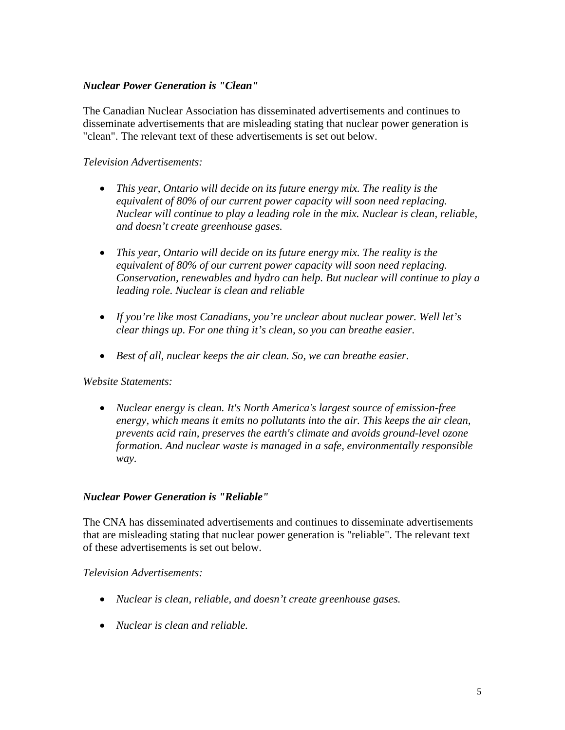***Nuclear Power Generation is "Clean"***

The Canadian Nuclear Association has disseminated advertisements and continues to disseminate advertisements that are misleading stating that nuclear power generation is "clean". The relevant text of these advertisements is set out below.

*Television Advertisements:*

- *This year, Ontario will decide on its future energy mix. The reality is the equivalent of 80% of our current power capacity will soon need replacing. Nuclear will continue to play a leading role in the mix. Nuclear is clean, reliable, and doesn't create greenhouse gases.*

- *This year, Ontario will decide on its future energy mix. The reality is the equivalent of 80% of our current power capacity will soon need replacing. Conservation, renewables and hydro can help. But nuclear will continue to play a leading role. Nuclear is clean and reliable*

- *If you're like most Canadians, you're unclear about nuclear power. Well let's clear things up. For one thing it's clean, so you can breathe easier.*

- *Best of all, nuclear keeps the air clean. So, we can breathe easier.*

*Website Statements:*

- *Nuclear energy is clean. It's North America's largest source of emission-free energy, which means it emits no pollutants into the air. This keeps the air clean, prevents acid rain, preserves the earth's climate and avoids ground-level ozone formation. And nuclear waste is managed in a safe, environmentally responsible way.*

***Nuclear Power Generation is "Reliable"***

The CNA has disseminated advertisements and continues to disseminate advertisements that are misleading stating that nuclear power generation is "reliable". The relevant text of these advertisements is set out below.

*Television Advertisements:*

- *Nuclear is clean, reliable, and doesn't create greenhouse gases.*

- *Nuclear is clean and reliable.*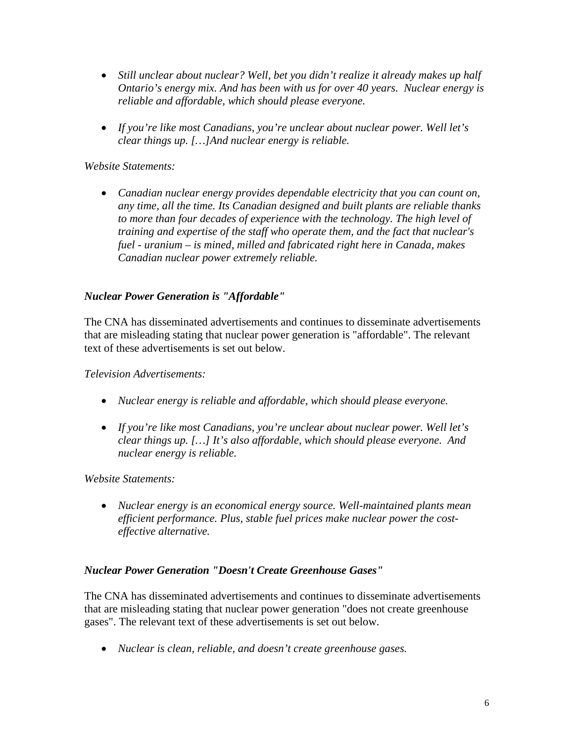- *Still unclear about nuclear? Well, bet you didn't realize it already makes up half Ontario's energy mix. And has been with us for over 40 years. Nuclear energy is reliable and affordable, which should please everyone.*

- *If you're like most Canadians, you're unclear about nuclear power. Well let's clear things up. […]And nuclear energy is reliable.*

*Website Statements:*

- *Canadian nuclear energy provides dependable electricity that you can count on, any time, all the time. Its Canadian designed and built plants are reliable thanks to more than four decades of experience with the technology. The high level of training and expertise of the staff who operate them, and the fact that nuclear's fuel - uranium – is mined, milled and fabricated right here in Canada, makes Canadian nuclear power extremely reliable.*

### *Nuclear Power Generation is "Affordable"*

The CNA has disseminated advertisements and continues to disseminate advertisements that are misleading stating that nuclear power generation is "affordable". The relevant text of these advertisements is set out below.

*Television Advertisements:*

- *Nuclear energy is reliable and affordable, which should please everyone.*

- *If you're like most Canadians, you're unclear about nuclear power. Well let's clear things up. […] It's also affordable, which should please everyone. And nuclear energy is reliable.*

*Website Statements:*

- *Nuclear energy is an economical energy source. Well-maintained plants mean efficient performance. Plus, stable fuel prices make nuclear power the cost-effective alternative.*

### *Nuclear Power Generation "Doesn't Create Greenhouse Gases"*

The CNA has disseminated advertisements and continues to disseminate advertisements that are misleading stating that nuclear power generation "does not create greenhouse gases". The relevant text of these advertisements is set out below.

- *Nuclear is clean, reliable, and doesn't create greenhouse gases.*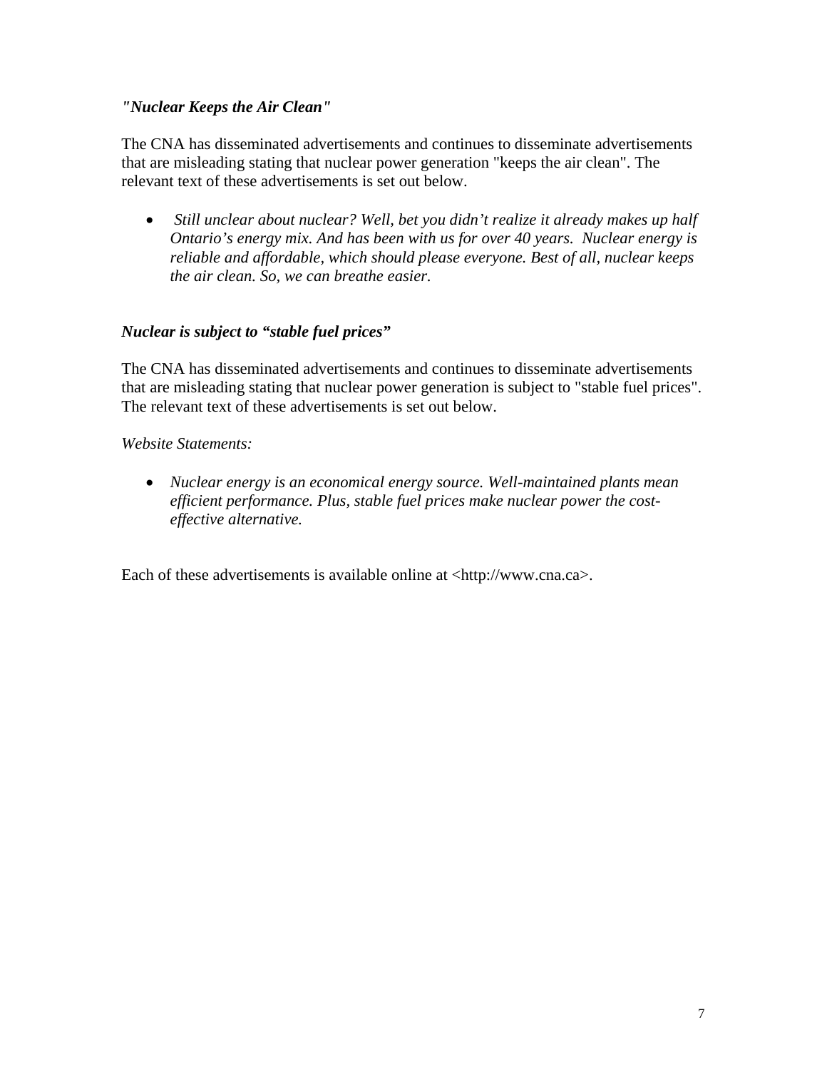### *"Nuclear Keeps the Air Clean"*

The CNA has disseminated advertisements and continues to disseminate advertisements that are misleading stating that nuclear power generation "keeps the air clean". The relevant text of these advertisements is set out below.

- *Still unclear about nuclear? Well, bet you didn't realize it already makes up half Ontario's energy mix. And has been with us for over 40 years. Nuclear energy is reliable and affordable, which should please everyone. Best of all, nuclear keeps the air clean. So, we can breathe easier.*

### *Nuclear is subject to "stable fuel prices"*

The CNA has disseminated advertisements and continues to disseminate advertisements that are misleading stating that nuclear power generation is subject to "stable fuel prices". The relevant text of these advertisements is set out below.

*Website Statements:*

- *Nuclear energy is an economical energy source. Well-maintained plants mean efficient performance. Plus, stable fuel prices make nuclear power the cost-effective alternative.*

Each of these advertisements is available online at <http://www.cna.ca>.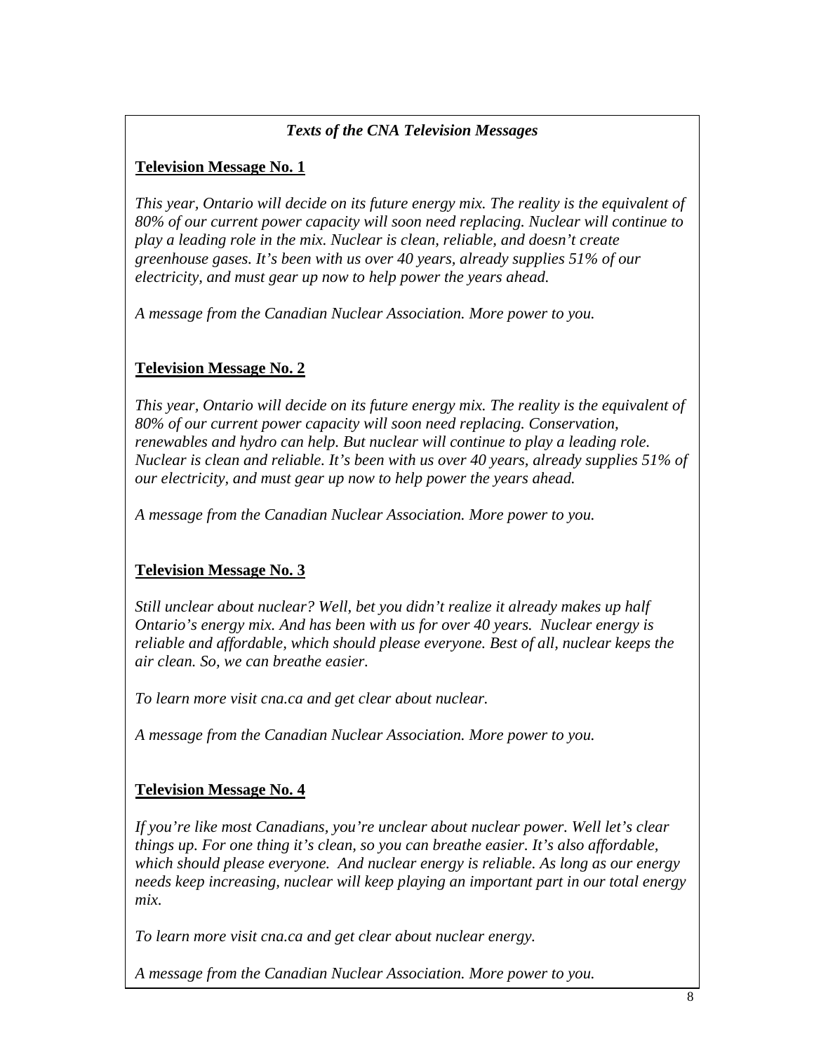### *Texts of the CNA Television Messages*

**Television Message No. 1**

*This year, Ontario will decide on its future energy mix. The reality is the equivalent of 80% of our current power capacity will soon need replacing. Nuclear will continue to play a leading role in the mix. Nuclear is clean, reliable, and doesn't create greenhouse gases. It's been with us over 40 years, already supplies 51% of our electricity, and must gear up now to help power the years ahead.*

*A message from the Canadian Nuclear Association. More power to you.*

**Television Message No. 2**

*This year, Ontario will decide on its future energy mix. The reality is the equivalent of 80% of our current power capacity will soon need replacing. Conservation, renewables and hydro can help. But nuclear will continue to play a leading role. Nuclear is clean and reliable. It's been with us over 40 years, already supplies 51% of our electricity, and must gear up now to help power the years ahead.*

*A message from the Canadian Nuclear Association. More power to you.*

**Television Message No. 3**

*Still unclear about nuclear? Well, bet you didn't realize it already makes up half Ontario's energy mix. And has been with us for over 40 years. Nuclear energy is reliable and affordable, which should please everyone. Best of all, nuclear keeps the air clean. So, we can breathe easier.*

*To learn more visit cna.ca and get clear about nuclear.*

*A message from the Canadian Nuclear Association. More power to you.*

**Television Message No. 4**

*If you're like most Canadians, you're unclear about nuclear power. Well let's clear things up. For one thing it's clean, so you can breathe easier. It's also affordable, which should please everyone. And nuclear energy is reliable. As long as our energy needs keep increasing, nuclear will keep playing an important part in our total energy mix.*

*To learn more visit cna.ca and get clear about nuclear energy.*

*A message from the Canadian Nuclear Association. More power to you.*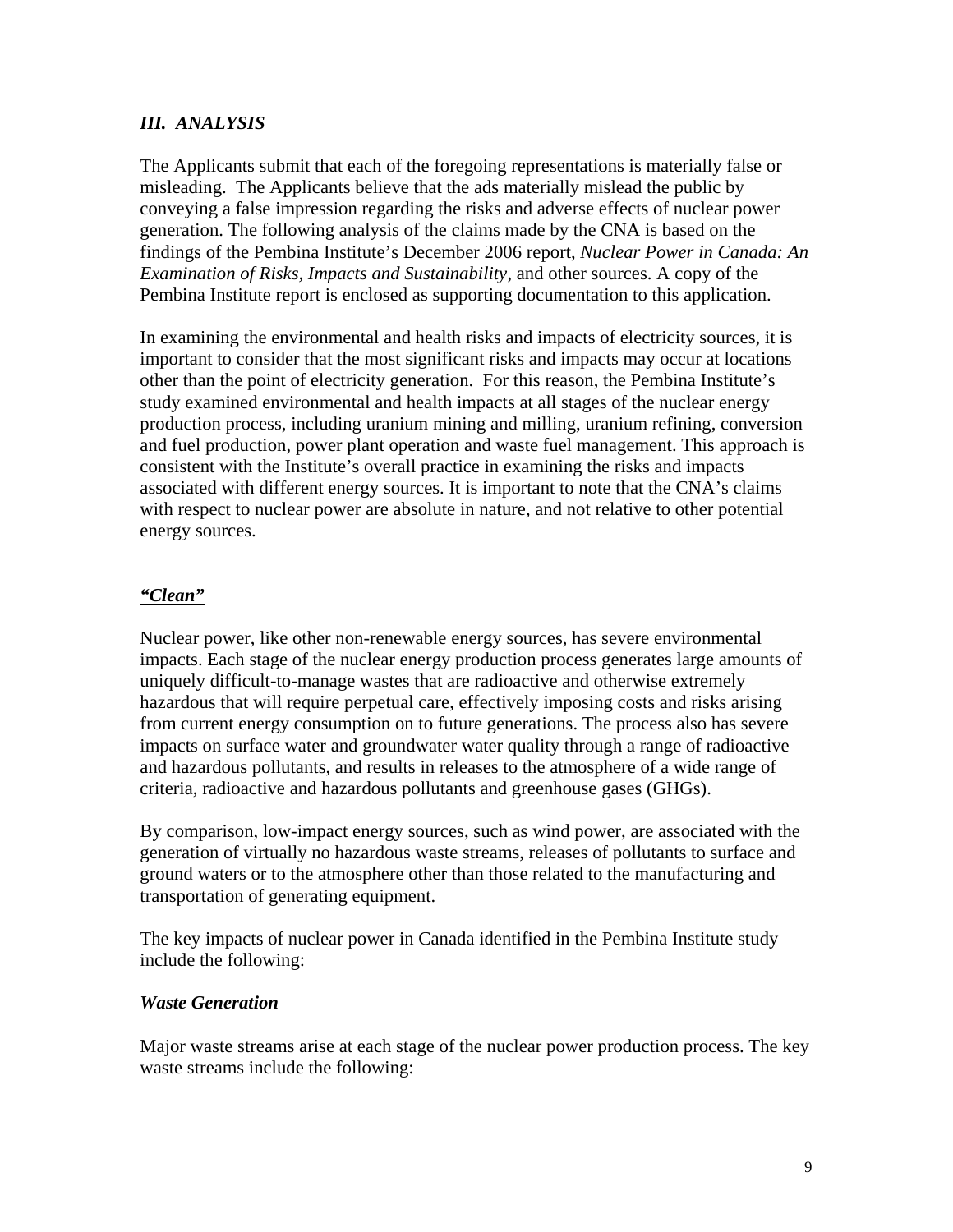### *III. ANALYSIS*

The Applicants submit that each of the foregoing representations is materially false or misleading. The Applicants believe that the ads materially mislead the public by conveying a false impression regarding the risks and adverse effects of nuclear power generation. The following analysis of the claims made by the CNA is based on the findings of the Pembina Institute's December 2006 report, *Nuclear Power in Canada: An Examination of Risks, Impacts and Sustainability*, and other sources. A copy of the Pembina Institute report is enclosed as supporting documentation to this application.

In examining the environmental and health risks and impacts of electricity sources, it is important to consider that the most significant risks and impacts may occur at locations other than the point of electricity generation. For this reason, the Pembina Institute's study examined environmental and health impacts at all stages of the nuclear energy production process, including uranium mining and milling, uranium refining, conversion and fuel production, power plant operation and waste fuel management. This approach is consistent with the Institute's overall practice in examining the risks and impacts associated with different energy sources. It is important to note that the CNA's claims with respect to nuclear power are absolute in nature, and not relative to other potential energy sources.

#### ***"Clean"***

Nuclear power, like other non-renewable energy sources, has severe environmental impacts. Each stage of the nuclear energy production process generates large amounts of uniquely difficult-to-manage wastes that are radioactive and otherwise extremely hazardous that will require perpetual care, effectively imposing costs and risks arising from current energy consumption on to future generations. The process also has severe impacts on surface water and groundwater water quality through a range of radioactive and hazardous pollutants, and results in releases to the atmosphere of a wide range of criteria, radioactive and hazardous pollutants and greenhouse gases (GHGs).

By comparison, low-impact energy sources, such as wind power, are associated with the generation of virtually no hazardous waste streams, releases of pollutants to surface and ground waters or to the atmosphere other than those related to the manufacturing and transportation of generating equipment.

The key impacts of nuclear power in Canada identified in the Pembina Institute study include the following:

#### ***Waste Generation***

Major waste streams arise at each stage of the nuclear power production process. The key waste streams include the following: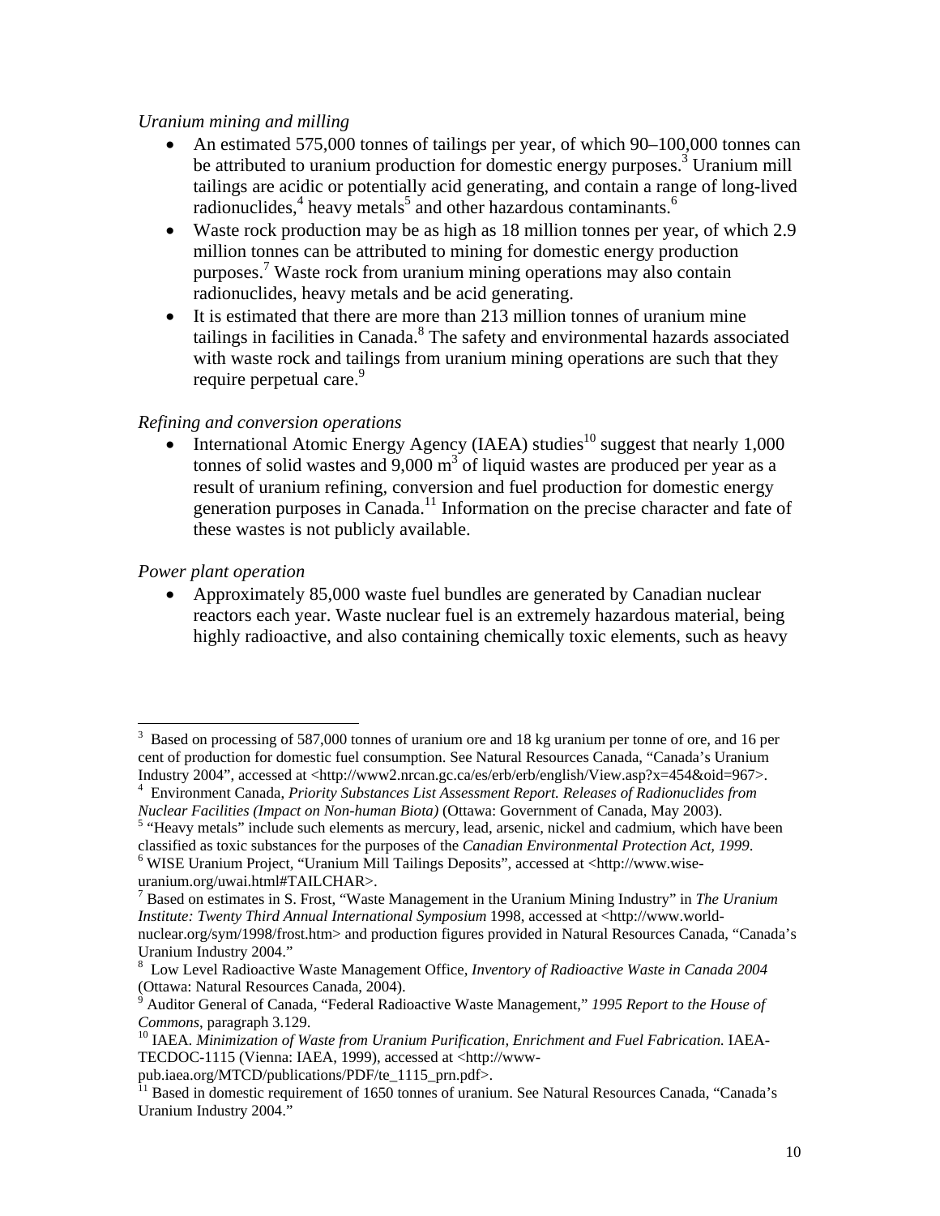*Uranium mining and milling*

- An estimated 575,000 tonnes of tailings per year, of which 90–100,000 tonnes can be attributed to uranium production for domestic energy purposes.[3] Uranium mill tailings are acidic or potentially acid generating, and contain a range of long-lived radionuclides,[4] heavy metals[5] and other hazardous contaminants.[6]
- Waste rock production may be as high as 18 million tonnes per year, of which 2.9 million tonnes can be attributed to mining for domestic energy production purposes.[7] Waste rock from uranium mining operations may also contain radionuclides, heavy metals and be acid generating.
- It is estimated that there are more than 213 million tonnes of uranium mine tailings in facilities in Canada.[8] The safety and environmental hazards associated with waste rock and tailings from uranium mining operations are such that they require perpetual care.[9]

*Refining and conversion operations*

- International Atomic Energy Agency (IAEA) studies[10] suggest that nearly 1,000 tonnes of solid wastes and 9,000 $m^3$ of liquid wastes are produced per year as a result of uranium refining, conversion and fuel production for domestic energy generation purposes in Canada.[11] Information on the precise character and fate of these wastes is not publicly available.

*Power plant operation*

- Approximately 85,000 waste fuel bundles are generated by Canadian nuclear reactors each year. Waste nuclear fuel is an extremely hazardous material, being highly radioactive, and also containing chemically toxic elements, such as heavy

---

[3] Based on processing of 587,000 tonnes of uranium ore and 18 kg uranium per tonne of ore, and 16 per cent of production for domestic fuel consumption. See Natural Resources Canada, "Canada's Uranium Industry 2004", accessed at <http://www2.nrcan.gc.ca/es/erb/erb/english/View.asp?x=454&oid=967>.

[4] Environment Canada, *Priority Substances List Assessment Report. Releases of Radionuclides from Nuclear Facilities (Impact on Non-human Biota)* (Ottawa: Government of Canada, May 2003).

[5] "Heavy metals" include such elements as mercury, lead, arsenic, nickel and cadmium, which have been classified as toxic substances for the purposes of the *Canadian Environmental Protection Act, 1999*.

[6] WISE Uranium Project, "Uranium Mill Tailings Deposits", accessed at <http://www.wise-uranium.org/uwai.html#TAILCHAR>.

[7] Based on estimates in S. Frost, "Waste Management in the Uranium Mining Industry" in *The Uranium Institute: Twenty Third Annual International Symposium* 1998, accessed at <http://www.world-nuclear.org/sym/1998/frost.htm> and production figures provided in Natural Resources Canada, "Canada's Uranium Industry 2004."

[8] Low Level Radioactive Waste Management Office, *Inventory of Radioactive Waste in Canada 2004* (Ottawa: Natural Resources Canada, 2004).

[9] Auditor General of Canada, "Federal Radioactive Waste Management," *1995 Report to the House of Commons*, paragraph 3.129.

[10] IAEA. *Minimization of Waste from Uranium Purification, Enrichment and Fuel Fabrication.* IAEA-TECDOC-1115 (Vienna: IAEA, 1999), accessed at <http://www-pub.iaea.org/MTCD/publications/PDF/te_1115_prn.pdf>.

[11] Based in domestic requirement of 1650 tonnes of uranium. See Natural Resources Canada, "Canada's Uranium Industry 2004."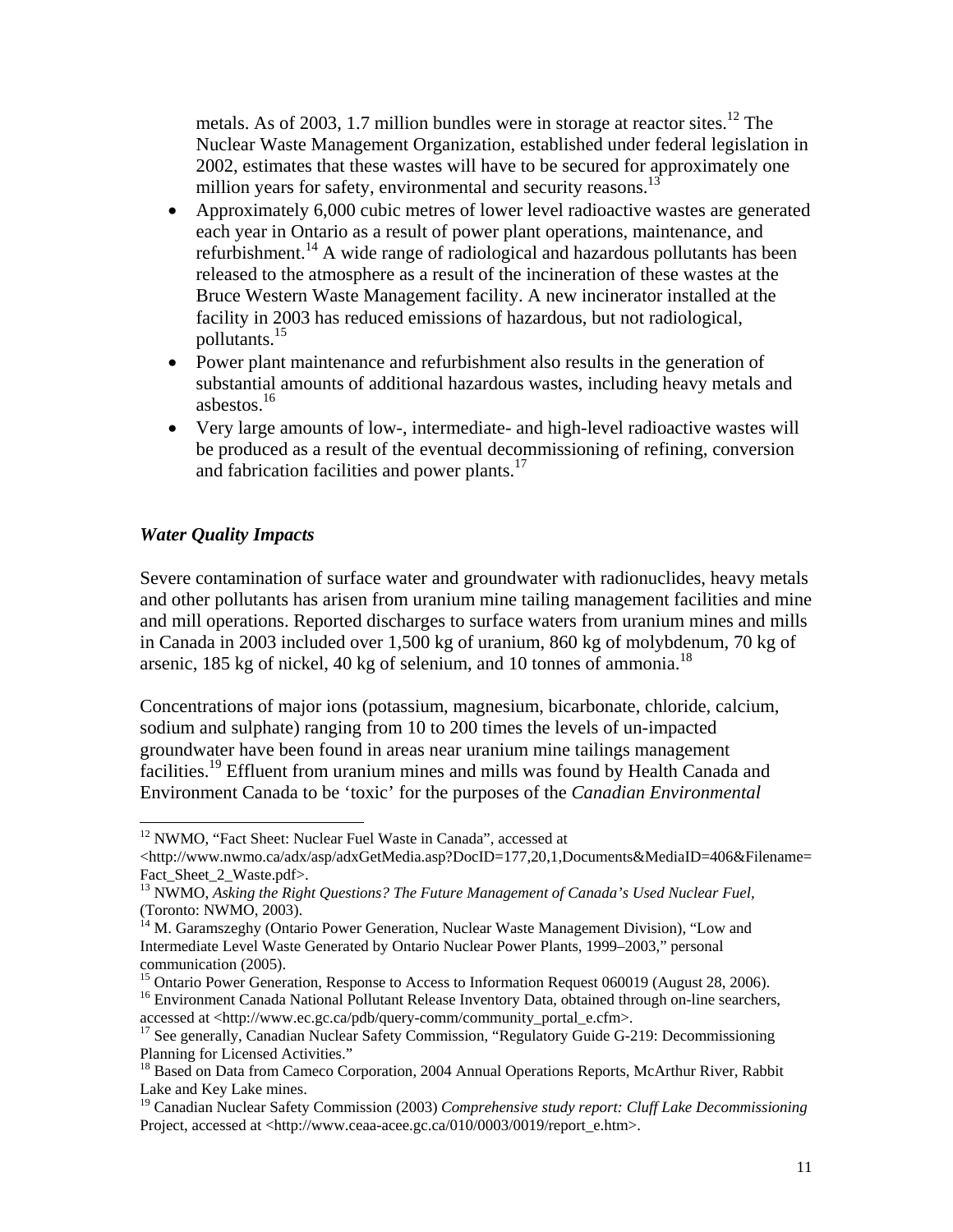metals. As of 2003, 1.7 million bundles were in storage at reactor sites.[12] The Nuclear Waste Management Organization, established under federal legislation in 2002, estimates that these wastes will have to be secured for approximately one million years for safety, environmental and security reasons.[13]

- Approximately 6,000 cubic metres of lower level radioactive wastes are generated each year in Ontario as a result of power plant operations, maintenance, and refurbishment.[14] A wide range of radiological and hazardous pollutants has been released to the atmosphere as a result of the incineration of these wastes at the Bruce Western Waste Management facility. A new incinerator installed at the facility in 2003 has reduced emissions of hazardous, but not radiological, pollutants.[15]
- Power plant maintenance and refurbishment also results in the generation of substantial amounts of additional hazardous wastes, including heavy metals and asbestos.[16]
- Very large amounts of low-, intermediate- and high-level radioactive wastes will be produced as a result of the eventual decommissioning of refining, conversion and fabrication facilities and power plants.[17]

### *Water Quality Impacts*

Severe contamination of surface water and groundwater with radionuclides, heavy metals and other pollutants has arisen from uranium mine tailing management facilities and mine and mill operations. Reported discharges to surface waters from uranium mines and mills in Canada in 2003 included over 1,500 kg of uranium, 860 kg of molybdenum, 70 kg of arsenic, 185 kg of nickel, 40 kg of selenium, and 10 tonnes of ammonia.[18]

Concentrations of major ions (potassium, magnesium, bicarbonate, chloride, calcium, sodium and sulphate) ranging from 10 to 200 times the levels of un-impacted groundwater have been found in areas near uranium mine tailings management facilities.[19] Effluent from uranium mines and mills was found by Health Canada and Environment Canada to be 'toxic' for the purposes of the *Canadian Environmental*

---

[12] NWMO, "Fact Sheet: Nuclear Fuel Waste in Canada", accessed at <http://www.nwmo.ca/adx/asp/adxGetMedia.asp?DocID=177,20,1,Documents&MediaID=406&Filename=Fact_Sheet_2_Waste.pdf>.

[13] NWMO, *Asking the Right Questions? The Future Management of Canada's Used Nuclear Fuel*, (Toronto: NWMO, 2003).

[14] M. Garamszeghy (Ontario Power Generation, Nuclear Waste Management Division), "Low and Intermediate Level Waste Generated by Ontario Nuclear Power Plants, 1999–2003," personal communication (2005).

[15] Ontario Power Generation, Response to Access to Information Request 060019 (August 28, 2006).

[16] Environment Canada National Pollutant Release Inventory Data, obtained through on-line searchers, accessed at <http://www.ec.gc.ca/pdb/query-comm/community_portal_e.cfm>.

[17] See generally, Canadian Nuclear Safety Commission, "Regulatory Guide G-219: Decommissioning Planning for Licensed Activities."

[18] Based on Data from Cameco Corporation, 2004 Annual Operations Reports, McArthur River, Rabbit Lake and Key Lake mines.

[19] Canadian Nuclear Safety Commission (2003) *Comprehensive study report: Cluff Lake Decommissioning* Project, accessed at <http://www.ceaa-acee.gc.ca/010/0003/0019/report_e.htm>.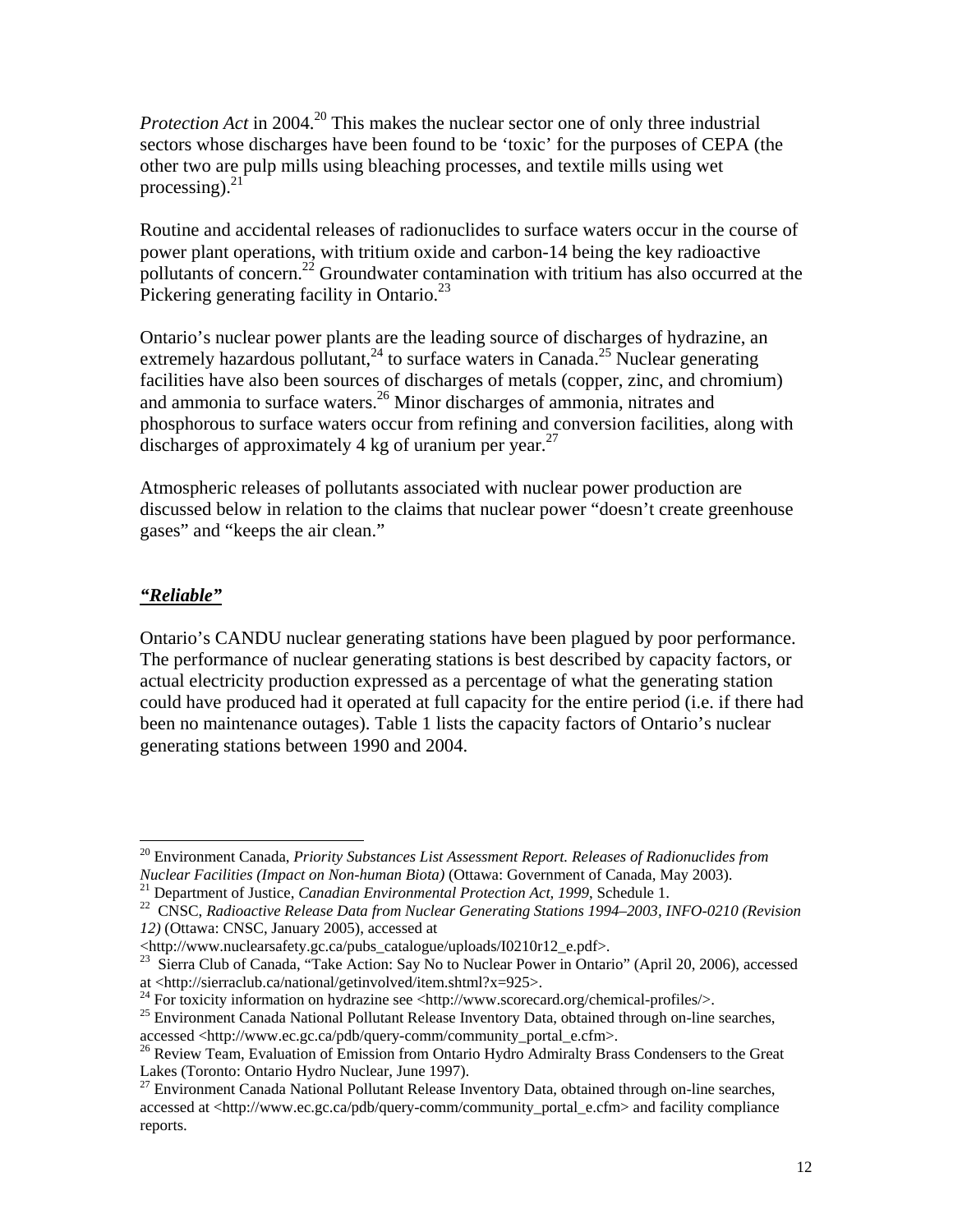*Protection Act* in 2004.[20] This makes the nuclear sector one of only three industrial sectors whose discharges have been found to be 'toxic' for the purposes of CEPA (the other two are pulp mills using bleaching processes, and textile mills using wet processing).[21]

Routine and accidental releases of radionuclides to surface waters occur in the course of power plant operations, with tritium oxide and carbon-14 being the key radioactive pollutants of concern.[22] Groundwater contamination with tritium has also occurred at the Pickering generating facility in Ontario.[23]

Ontario's nuclear power plants are the leading source of discharges of hydrazine, an extremely hazardous pollutant,[24] to surface waters in Canada.[25] Nuclear generating facilities have also been sources of discharges of metals (copper, zinc, and chromium) and ammonia to surface waters.[26] Minor discharges of ammonia, nitrates and phosphorous to surface waters occur from refining and conversion facilities, along with discharges of approximately 4 kg of uranium per year.[27]

Atmospheric releases of pollutants associated with nuclear power production are discussed below in relation to the claims that nuclear power "doesn't create greenhouse gases" and "keeps the air clean."

### ***"Reliable"***

Ontario's CANDU nuclear generating stations have been plagued by poor performance. The performance of nuclear generating stations is best described by capacity factors, or actual electricity production expressed as a percentage of what the generating station could have produced had it operated at full capacity for the entire period (i.e. if there had been no maintenance outages). Table 1 lists the capacity factors of Ontario's nuclear generating stations between 1990 and 2004.

---

[20] Environment Canada, *Priority Substances List Assessment Report. Releases of Radionuclides from Nuclear Facilities (Impact on Non-human Biota)* (Ottawa: Government of Canada, May 2003).

[21] Department of Justice, *Canadian Environmental Protection Act, 1999*, Schedule 1.

[22] CNSC, *Radioactive Release Data from Nuclear Generating Stations 1994–2003, INFO-0210 (Revision 12)* (Ottawa: CNSC, January 2005), accessed at <http://www.nuclearsafety.gc.ca/pubs_catalogue/uploads/I0210r12_e.pdf>.

[23] Sierra Club of Canada, "Take Action: Say No to Nuclear Power in Ontario" (April 20, 2006), accessed at <http://sierraclub.ca/national/getinvolved/item.shtml?x=925>.

[24] For toxicity information on hydrazine see <http://www.scorecard.org/chemical-profiles/>.

[25] Environment Canada National Pollutant Release Inventory Data, obtained through on-line searches, accessed <http://www.ec.gc.ca/pdb/query-comm/community_portal_e.cfm>.

[26] Review Team, Evaluation of Emission from Ontario Hydro Admiralty Brass Condensers to the Great Lakes (Toronto: Ontario Hydro Nuclear, June 1997).

[27] Environment Canada National Pollutant Release Inventory Data, obtained through on-line searches, accessed at <http://www.ec.gc.ca/pdb/query-comm/community_portal_e.cfm> and facility compliance reports.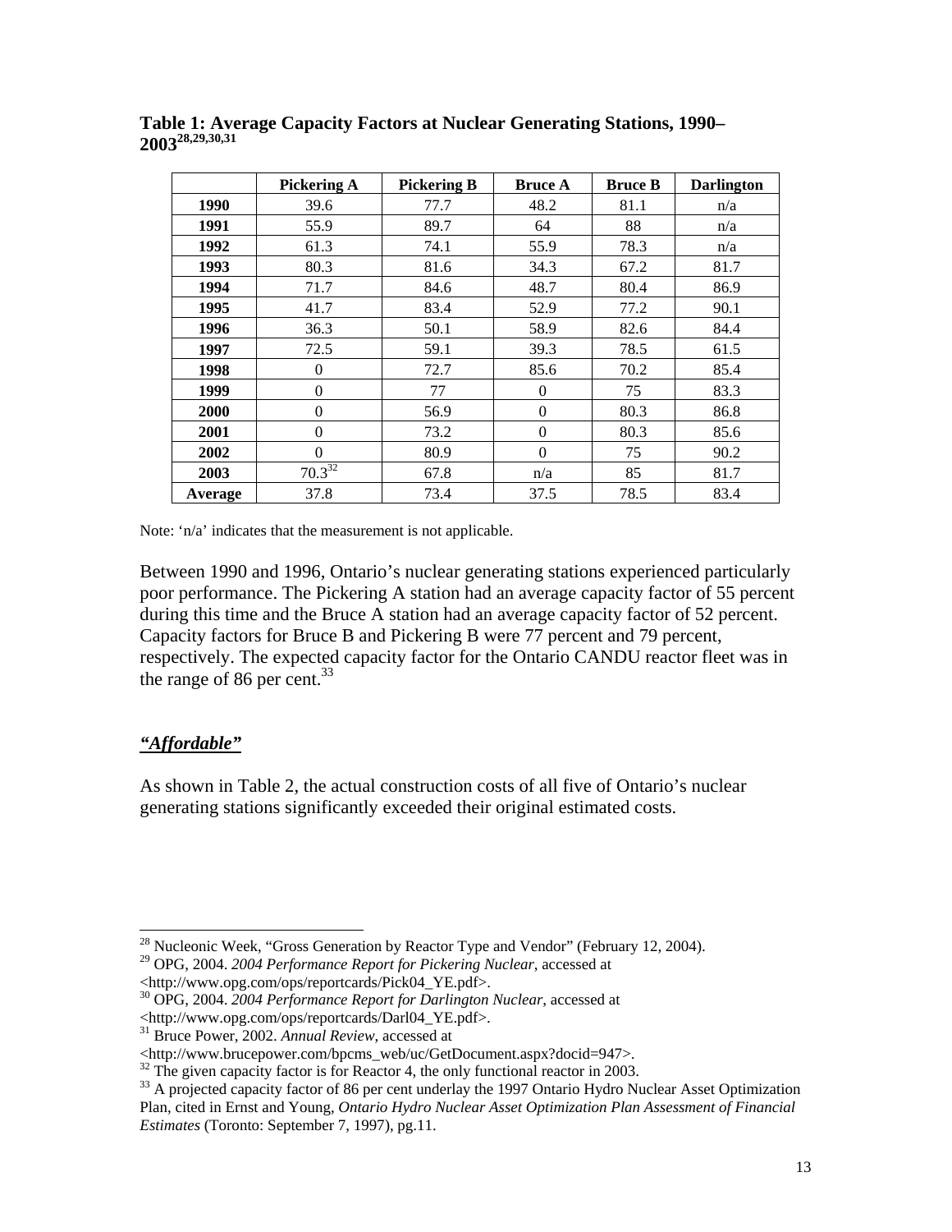**Table 1: Average Capacity Factors at Nuclear Generating Stations, 1990–2003[28,29,30,31]**

| | Pickering A | Pickering B | Bruce A | Bruce B | Darlington |
|---|---|---|---|---|---|
| **1990** | 39.6 | 77.7 | 48.2 | 81.1 | n/a |
| **1991** | 55.9 | 89.7 | 64 | 88 | n/a |
| **1992** | 61.3 | 74.1 | 55.9 | 78.3 | n/a |
| **1993** | 80.3 | 81.6 | 34.3 | 67.2 | 81.7 |
| **1994** | 71.7 | 84.6 | 48.7 | 80.4 | 86.9 |
| **1995** | 41.7 | 83.4 | 52.9 | 77.2 | 90.1 |
| **1996** | 36.3 | 50.1 | 58.9 | 82.6 | 84.4 |
| **1997** | 72.5 | 59.1 | 39.3 | 78.5 | 61.5 |
| **1998** | 0 | 72.7 | 85.6 | 70.2 | 85.4 |
| **1999** | 0 | 77 | 0 | 75 | 83.3 |
| **2000** | 0 | 56.9 | 0 | 80.3 | 86.8 |
| **2001** | 0 | 73.2 | 0 | 80.3 | 85.6 |
| **2002** | 0 | 80.9 | 0 | 75 | 90.2 |
| **2003** | 70.3[32] | 67.8 | n/a | 85 | 81.7 |
| **Average** | 37.8 | 73.4 | 37.5 | 78.5 | 83.4 |

Note: 'n/a' indicates that the measurement is not applicable.

Between 1990 and 1996, Ontario's nuclear generating stations experienced particularly poor performance. The Pickering A station had an average capacity factor of 55 percent during this time and the Bruce A station had an average capacity factor of 52 percent. Capacity factors for Bruce B and Pickering B were 77 percent and 79 percent, respectively. The expected capacity factor for the Ontario CANDU reactor fleet was in the range of 86 per cent.[33]

## *"Affordable"*

As shown in Table 2, the actual construction costs of all five of Ontario's nuclear generating stations significantly exceeded their original estimated costs.

---

[28] Nucleonic Week, "Gross Generation by Reactor Type and Vendor" (February 12, 2004).

[29] OPG, 2004. *2004 Performance Report for Pickering Nuclear*, accessed at <http://www.opg.com/ops/reportcards/Pick04_YE.pdf>.

[30] OPG, 2004. *2004 Performance Report for Darlington Nuclear*, accessed at <http://www.opg.com/ops/reportcards/Darl04_YE.pdf>.

[31] Bruce Power, 2002. *Annual Review*, accessed at <http://www.brucepower.com/bpcms_web/uc/GetDocument.aspx?docid=947>.

[32] The given capacity factor is for Reactor 4, the only functional reactor in 2003.

[33] A projected capacity factor of 86 per cent underlay the 1997 Ontario Hydro Nuclear Asset Optimization Plan, cited in Ernst and Young, *Ontario Hydro Nuclear Asset Optimization Plan Assessment of Financial Estimates* (Toronto: September 7, 1997), pg.11.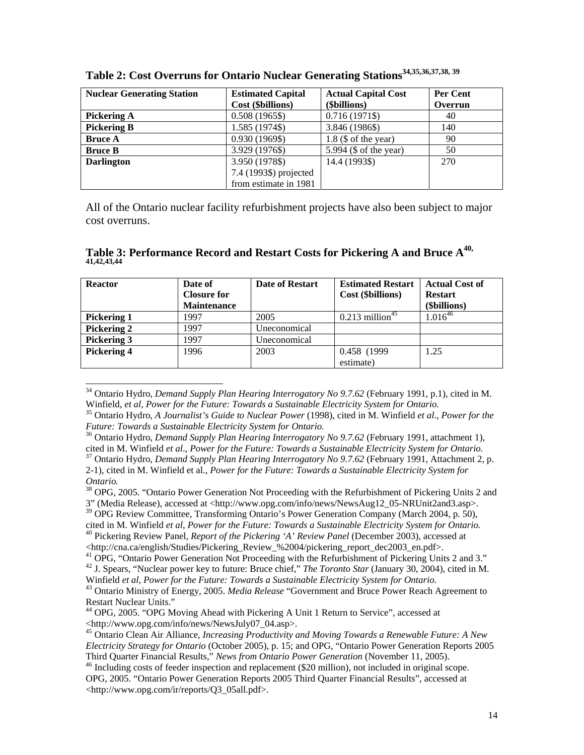**Table 2: Cost Overruns for Ontario Nuclear Generating Stations[34,35,36,37,38, 39]**

| Nuclear Generating Station | Estimated Capital Cost ($billions) | Actual Capital Cost ($billions) | Per Cent Overrun |
|---|---|---|---|
| **Pickering A** | 0.508 (1965$) | 0.716 (1971$) | 40 |
| **Pickering B** | 1.585 (1974$) | 3.846 (1986$) | 140 |
| **Bruce A** | 0.930 (1969$) | 1.8 ($ of the year) | 90 |
| **Bruce B** | 3.929 (1976$) | 5.994 ($ of the year) | 50 |
| **Darlington** | 3.950 (1978$) 7.4 (1993$) projected from estimate in 1981 | 14.4 (1993$) | 270 |

All of the Ontario nuclear facility refurbishment projects have also been subject to major cost overruns.

**Table 3: Performance Record and Restart Costs for Pickering A and Bruce A[40, 41,42,43,44]**

| Reactor | Date of Closure for Maintenance | Date of Restart | Estimated Restart Cost ($billions) | Actual Cost of Restart ($billions) |
|---|---|---|---|---|
| **Pickering 1** | 1997 | 2005 | 0.213 million[45] | 1.016[46] |
| **Pickering 2** | 1997 | Uneconomical | | |
| **Pickering 3** | 1997 | Uneconomical | | |
| **Pickering 4** | 1996 | 2003 | 0.458 (1999 estimate) | 1.25 |

[34] Ontario Hydro, *Demand Supply Plan Hearing Interrogatory No 9.7.62* (February 1991, p.1), cited in M. Winfield, *et al*, *Power for the Future: Towards a Sustainable Electricity System for Ontario.*

[35] Ontario Hydro, *A Journalist's Guide to Nuclear Power* (1998), cited in M. Winfield *et al*., *Power for the Future: Towards a Sustainable Electricity System for Ontario.*

[36] Ontario Hydro, *Demand Supply Plan Hearing Interrogatory No 9.7.62* (February 1991, attachment 1), cited in M. Winfield *et al*., *Power for the Future: Towards a Sustainable Electricity System for Ontario.*

[37] Ontario Hydro, *Demand Supply Plan Hearing Interrogatory No 9.7.62* (February 1991, Attachment 2, p. 2-1), cited in M. Winfield et al*., Power for the Future: Towards a Sustainable Electricity System for Ontario.*

[38] OPG, 2005. "Ontario Power Generation Not Proceeding with the Refurbishment of Pickering Units 2 and 3" (Media Release), accessed at <http://www.opg.com/info/news/NewsAug12_05-NRUnit2and3.asp>.

[39] OPG Review Committee, Transforming Ontario's Power Generation Company (March 2004, p. 50), cited in M. Winfield *et al, Power for the Future: Towards a Sustainable Electricity System for Ontario.*

[40] Pickering Review Panel, *Report of the Pickering 'A' Review Panel* (December 2003), accessed at <http://cna.ca/english/Studies/Pickering_Review_%2004/pickering_report_dec2003_en.pdf>.

[41] OPG, "Ontario Power Generation Not Proceeding with the Refurbishment of Pickering Units 2 and 3."

[42] J. Spears, "Nuclear power key to future: Bruce chief," *The Toronto Star* (January 30, 2004), cited in M. Winfield *et al, Power for the Future: Towards a Sustainable Electricity System for Ontario.*

[43] Ontario Ministry of Energy, 2005. *Media Release* "Government and Bruce Power Reach Agreement to Restart Nuclear Units."

[44] OPG, 2005. "OPG Moving Ahead with Pickering A Unit 1 Return to Service", accessed at <http://www.opg.com/info/news/NewsJuly07_04.asp>.

[45] Ontario Clean Air Alliance, *Increasing Productivity and Moving Towards a Renewable Future: A New Electricity Strategy for Ontario* (October 2005), p. 15; and OPG, "Ontario Power Generation Reports 2005 Third Quarter Financial Results," *News from Ontario Power Generation* (November 11, 2005).

[46] Including costs of feeder inspection and replacement ($20 million), not included in original scope. OPG, 2005. "Ontario Power Generation Reports 2005 Third Quarter Financial Results", accessed at <http://www.opg.com/ir/reports/Q3_05all.pdf>.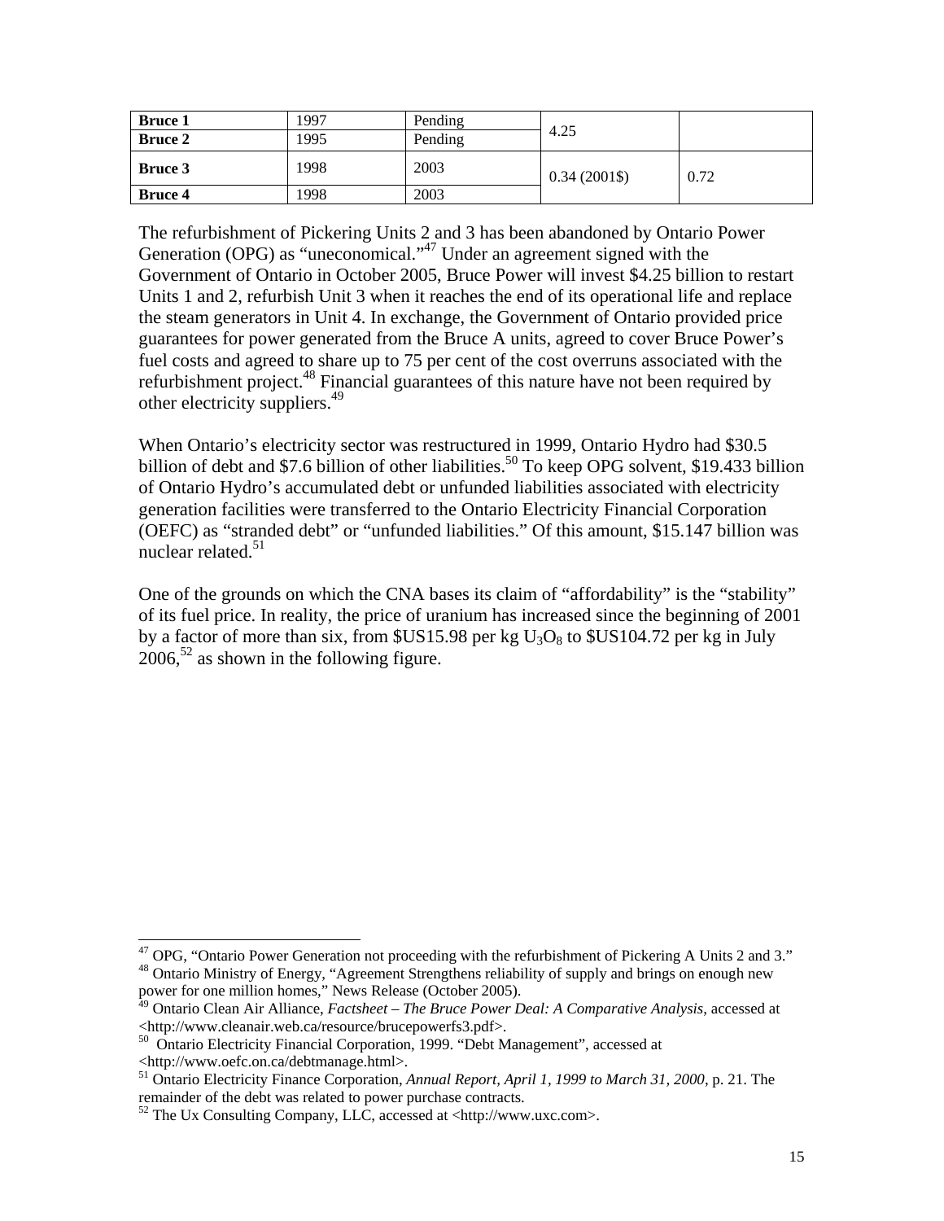| **Bruce 1** | 1997 | Pending | 4.25 | |
|---|---|---|---|---|
| **Bruce 2** | 1995 | Pending | | |
| **Bruce 3** | 1998 | 2003 | 0.34 (2001$) | 0.72 |
| **Bruce 4** | 1998 | 2003 | | |

The refurbishment of Pickering Units 2 and 3 has been abandoned by Ontario Power Generation (OPG) as "uneconomical."[47] Under an agreement signed with the Government of Ontario in October 2005, Bruce Power will invest $4.25 billion to restart Units 1 and 2, refurbish Unit 3 when it reaches the end of its operational life and replace the steam generators in Unit 4. In exchange, the Government of Ontario provided price guarantees for power generated from the Bruce A units, agreed to cover Bruce Power's fuel costs and agreed to share up to 75 per cent of the cost overruns associated with the refurbishment project.[48] Financial guarantees of this nature have not been required by other electricity suppliers.[49]

When Ontario's electricity sector was restructured in 1999, Ontario Hydro had $30.5 billion of debt and $7.6 billion of other liabilities.[50] To keep OPG solvent, $19.433 billion of Ontario Hydro's accumulated debt or unfunded liabilities associated with electricity generation facilities were transferred to the Ontario Electricity Financial Corporation (OEFC) as "stranded debt" or "unfunded liabilities." Of this amount, $15.147 billion was nuclear related.[51]

One of the grounds on which the CNA bases its claim of "affordability" is the "stability" of its fuel price. In reality, the price of uranium has increased since the beginning of 2001 by a factor of more than six, from $US15.98 per kg $U_3O_8$ to $US104.72 per kg in July 2006,[52] as shown in the following figure.

---

[47] OPG, "Ontario Power Generation not proceeding with the refurbishment of Pickering A Units 2 and 3."

[48] Ontario Ministry of Energy, "Agreement Strengthens reliability of supply and brings on enough new power for one million homes," News Release (October 2005).

[49] Ontario Clean Air Alliance, *Factsheet – The Bruce Power Deal: A Comparative Analysis*, accessed at <http://www.cleanair.web.ca/resource/brucepowerfs3.pdf>.

[50] Ontario Electricity Financial Corporation, 1999. "Debt Management", accessed at <http://www.oefc.on.ca/debtmanage.html>.

[51] Ontario Electricity Finance Corporation, *Annual Report, April 1, 1999 to March 31, 2000*, p. 21. The remainder of the debt was related to power purchase contracts.

[52] The Ux Consulting Company, LLC, accessed at <http://www.uxc.com>.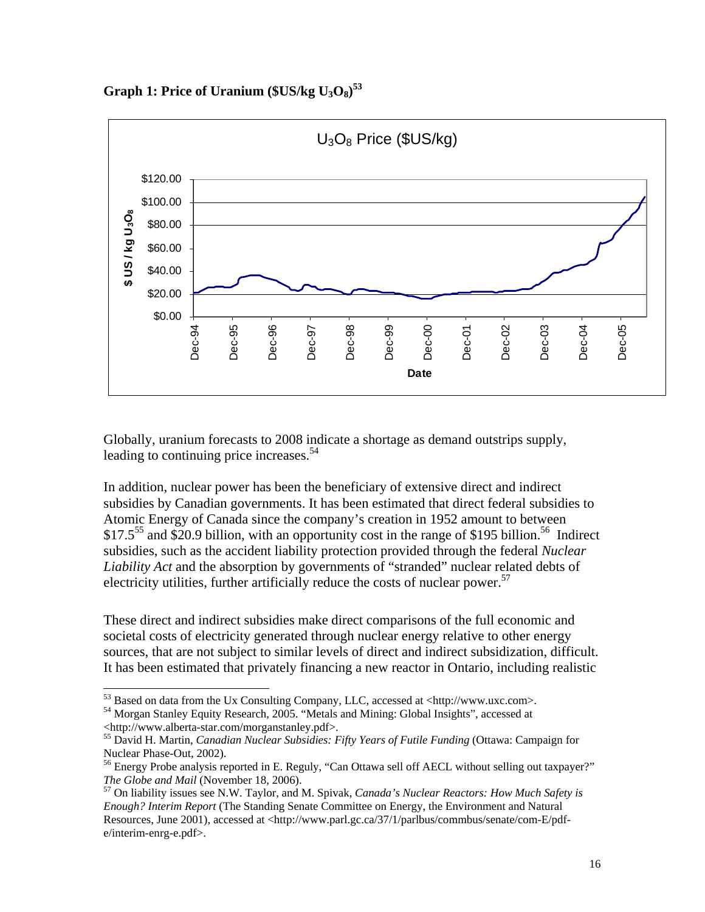**Graph 1: Price of Uranium ($US/kg $U_3O_8$)[53]**

Globally, uranium forecasts to 2008 indicate a shortage as demand outstrips supply, leading to continuing price increases.[54]

In addition, nuclear power has been the beneficiary of extensive direct and indirect subsidies by Canadian governments. It has been estimated that direct federal subsidies to Atomic Energy of Canada since the company's creation in 1952 amount to between $17.5[55] and $20.9 billion, with an opportunity cost in the range of $195 billion.[56] Indirect subsidies, such as the accident liability protection provided through the federal *Nuclear Liability Act* and the absorption by governments of "stranded" nuclear related debts of electricity utilities, further artificially reduce the costs of nuclear power.[57]

These direct and indirect subsidies make direct comparisons of the full economic and societal costs of electricity generated through nuclear energy relative to other energy sources, that are not subject to similar levels of direct and indirect subsidization, difficult. It has been estimated that privately financing a new reactor in Ontario, including realistic

---

[53] Based on data from the Ux Consulting Company, LLC, accessed at <http://www.uxc.com>.

[54] Morgan Stanley Equity Research, 2005. "Metals and Mining: Global Insights", accessed at <http://www.alberta-star.com/morganstanley.pdf>.

[55] David H. Martin, *Canadian Nuclear Subsidies: Fifty Years of Futile Funding* (Ottawa: Campaign for Nuclear Phase-Out, 2002).

[56] Energy Probe analysis reported in E. Reguly, "Can Ottawa sell off AECL without selling out taxpayer?" *The Globe and Mail* (November 18, 2006).

[57] On liability issues see N.W. Taylor, and M. Spivak, *Canada's Nuclear Reactors: How Much Safety is Enough? Interim Report* (The Standing Senate Committee on Energy, the Environment and Natural Resources, June 2001), accessed at <http://www.parl.gc.ca/37/1/parlbus/commbus/senate/com-E/pdf-e/interim-enrg-e.pdf>.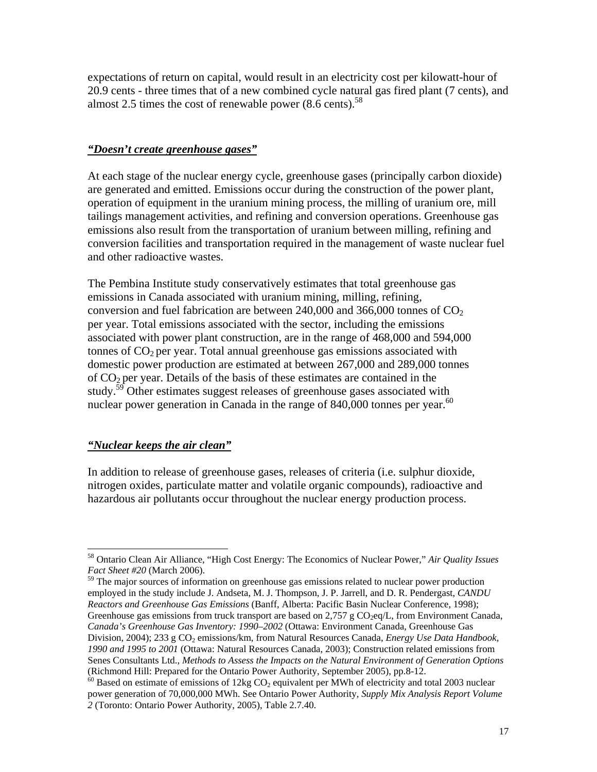expectations of return on capital, would result in an electricity cost per kilowatt-hour of 20.9 cents - three times that of a new combined cycle natural gas fired plant (7 cents), and almost 2.5 times the cost of renewable power (8.6 cents).[58]

### ***"Doesn't create greenhouse gases"***

At each stage of the nuclear energy cycle, greenhouse gases (principally carbon dioxide) are generated and emitted. Emissions occur during the construction of the power plant, operation of equipment in the uranium mining process, the milling of uranium ore, mill tailings management activities, and refining and conversion operations. Greenhouse gas emissions also result from the transportation of uranium between milling, refining and conversion facilities and transportation required in the management of waste nuclear fuel and other radioactive wastes.

The Pembina Institute study conservatively estimates that total greenhouse gas emissions in Canada associated with uranium mining, milling, refining, conversion and fuel fabrication are between 240,000 and 366,000 tonnes of $CO_2$ per year. Total emissions associated with the sector, including the emissions associated with power plant construction, are in the range of 468,000 and 594,000 tonnes of $CO_2$ per year. Total annual greenhouse gas emissions associated with domestic power production are estimated at between 267,000 and 289,000 tonnes of $CO_2$ per year. Details of the basis of these estimates are contained in the study.[59] Other estimates suggest releases of greenhouse gases associated with nuclear power generation in Canada in the range of 840,000 tonnes per year.[60]

### ***"Nuclear keeps the air clean"***

In addition to release of greenhouse gases, releases of criteria (i.e. sulphur dioxide, nitrogen oxides, particulate matter and volatile organic compounds), radioactive and hazardous air pollutants occur throughout the nuclear energy production process.

---

[58] Ontario Clean Air Alliance, "High Cost Energy: The Economics of Nuclear Power," *Air Quality Issues Fact Sheet #20* (March 2006).

[59] The major sources of information on greenhouse gas emissions related to nuclear power production employed in the study include J. Andseta, M. J. Thompson, J. P. Jarrell, and D. R. Pendergast, *CANDU Reactors and Greenhouse Gas Emissions* (Banff, Alberta: Pacific Basin Nuclear Conference, 1998); Greenhouse gas emissions from truck transport are based on 2,757 g $CO_2$eq/L, from Environment Canada, *Canada's Greenhouse Gas Inventory: 1990–2002* (Ottawa: Environment Canada, Greenhouse Gas Division, 2004); 233 g $CO_2$ emissions/km, from Natural Resources Canada, *Energy Use Data Handbook, 1990 and 1995 to 2001* (Ottawa: Natural Resources Canada, 2003); Construction related emissions from Senes Consultants Ltd., *Methods to Assess the Impacts on the Natural Environment of Generation Options* (Richmond Hill: Prepared for the Ontario Power Authority, September 2005), pp.8-12.

[60] Based on estimate of emissions of 12kg $CO_2$ equivalent per MWh of electricity and total 2003 nuclear power generation of 70,000,000 MWh. See Ontario Power Authority, *Supply Mix Analysis Report Volume 2* (Toronto: Ontario Power Authority, 2005), Table 2.7.40.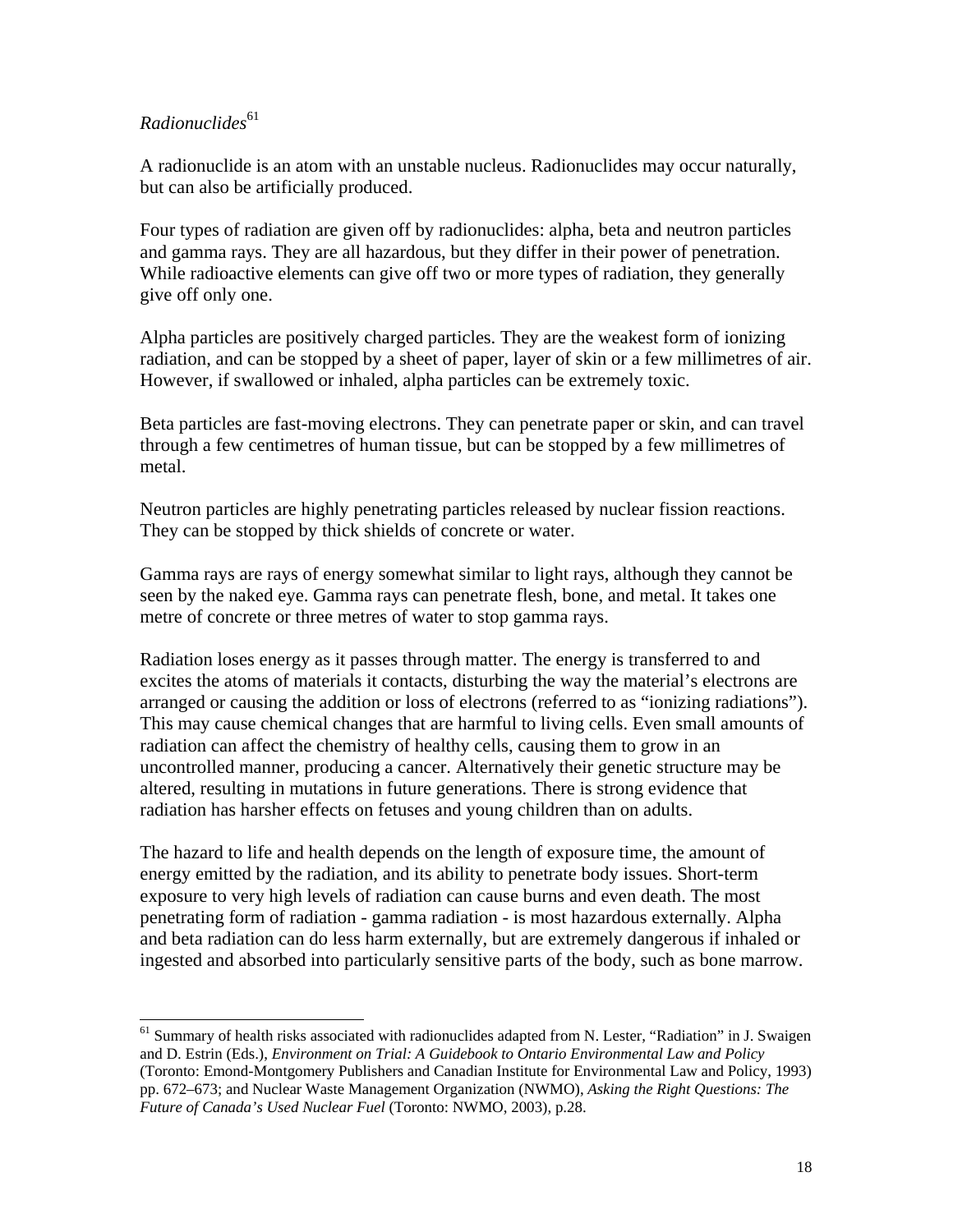*Radionuclides*[61]

A radionuclide is an atom with an unstable nucleus. Radionuclides may occur naturally, but can also be artificially produced.

Four types of radiation are given off by radionuclides: alpha, beta and neutron particles and gamma rays. They are all hazardous, but they differ in their power of penetration. While radioactive elements can give off two or more types of radiation, they generally give off only one.

Alpha particles are positively charged particles. They are the weakest form of ionizing radiation, and can be stopped by a sheet of paper, layer of skin or a few millimetres of air. However, if swallowed or inhaled, alpha particles can be extremely toxic.

Beta particles are fast-moving electrons. They can penetrate paper or skin, and can travel through a few centimetres of human tissue, but can be stopped by a few millimetres of metal.

Neutron particles are highly penetrating particles released by nuclear fission reactions. They can be stopped by thick shields of concrete or water.

Gamma rays are rays of energy somewhat similar to light rays, although they cannot be seen by the naked eye. Gamma rays can penetrate flesh, bone, and metal. It takes one metre of concrete or three metres of water to stop gamma rays.

Radiation loses energy as it passes through matter. The energy is transferred to and excites the atoms of materials it contacts, disturbing the way the material's electrons are arranged or causing the addition or loss of electrons (referred to as "ionizing radiations"). This may cause chemical changes that are harmful to living cells. Even small amounts of radiation can affect the chemistry of healthy cells, causing them to grow in an uncontrolled manner, producing a cancer. Alternatively their genetic structure may be altered, resulting in mutations in future generations. There is strong evidence that radiation has harsher effects on fetuses and young children than on adults.

The hazard to life and health depends on the length of exposure time, the amount of energy emitted by the radiation, and its ability to penetrate body issues. Short-term exposure to very high levels of radiation can cause burns and even death. The most penetrating form of radiation - gamma radiation - is most hazardous externally. Alpha and beta radiation can do less harm externally, but are extremely dangerous if inhaled or ingested and absorbed into particularly sensitive parts of the body, such as bone marrow.

---

[61] Summary of health risks associated with radionuclides adapted from N. Lester, "Radiation" in J. Swaigen and D. Estrin (Eds.), *Environment on Trial: A Guidebook to Ontario Environmental Law and Policy* (Toronto: Emond-Montgomery Publishers and Canadian Institute for Environmental Law and Policy, 1993) pp. 672–673; and Nuclear Waste Management Organization (NWMO), *Asking the Right Questions: The Future of Canada's Used Nuclear Fuel* (Toronto: NWMO, 2003), p.28.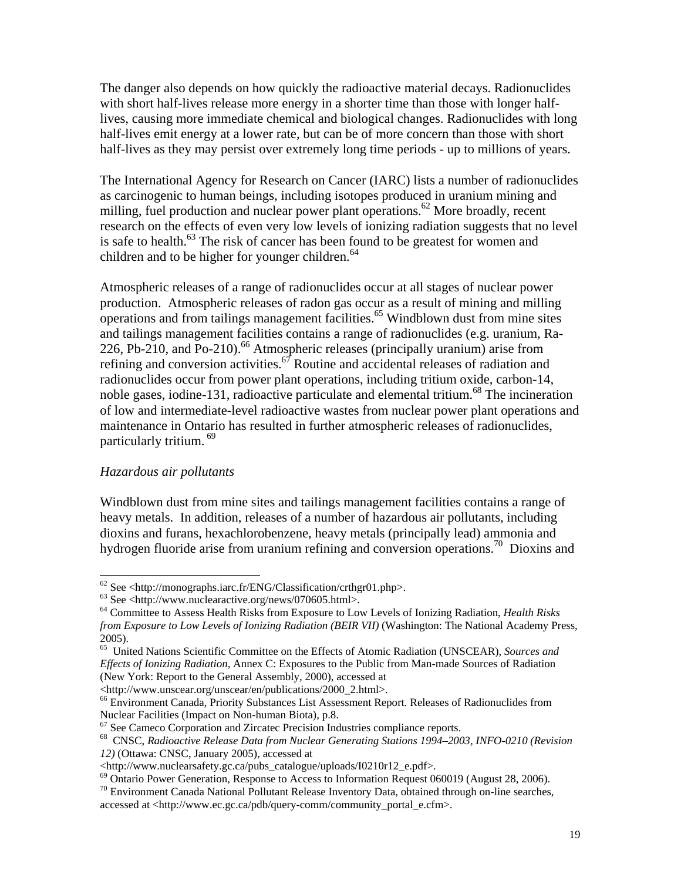The danger also depends on how quickly the radioactive material decays. Radionuclides with short half-lives release more energy in a shorter time than those with longer half-lives, causing more immediate chemical and biological changes. Radionuclides with long half-lives emit energy at a lower rate, but can be of more concern than those with short half-lives as they may persist over extremely long time periods - up to millions of years.

The International Agency for Research on Cancer (IARC) lists a number of radionuclides as carcinogenic to human beings, including isotopes produced in uranium mining and milling, fuel production and nuclear power plant operations.[62] More broadly, recent research on the effects of even very low levels of ionizing radiation suggests that no level is safe to health.[63] The risk of cancer has been found to be greatest for women and children and to be higher for younger children.[64]

Atmospheric releases of a range of radionuclides occur at all stages of nuclear power production. Atmospheric releases of radon gas occur as a result of mining and milling operations and from tailings management facilities.[65] Windblown dust from mine sites and tailings management facilities contains a range of radionuclides (e.g. uranium, Ra-226, Pb-210, and Po-210).[66] Atmospheric releases (principally uranium) arise from refining and conversion activities.[67] Routine and accidental releases of radiation and radionuclides occur from power plant operations, including tritium oxide, carbon-14, noble gases, iodine-131, radioactive particulate and elemental tritium.[68] The incineration of low and intermediate-level radioactive wastes from nuclear power plant operations and maintenance in Ontario has resulted in further atmospheric releases of radionuclides, particularly tritium.[69]

*Hazardous air pollutants*

Windblown dust from mine sites and tailings management facilities contains a range of heavy metals. In addition, releases of a number of hazardous air pollutants, including dioxins and furans, hexachlorobenzene, heavy metals (principally lead) ammonia and hydrogen fluoride arise from uranium refining and conversion operations.[70] Dioxins and

---

[62] See <http://monographs.iarc.fr/ENG/Classification/crthgr01.php>.

[63] See <http://www.nuclearactive.org/news/070605.html>.

[64] Committee to Assess Health Risks from Exposure to Low Levels of Ionizing Radiation, *Health Risks from Exposure to Low Levels of Ionizing Radiation (BEIR VII)* (Washington: The National Academy Press, 2005).

[65] United Nations Scientific Committee on the Effects of Atomic Radiation (UNSCEAR), *Sources and Effects of Ionizing Radiation*, Annex C: Exposures to the Public from Man-made Sources of Radiation (New York: Report to the General Assembly, 2000), accessed at <http://www.unscear.org/unscear/en/publications/2000_2.html>.

[66] Environment Canada, Priority Substances List Assessment Report. Releases of Radionuclides from Nuclear Facilities (Impact on Non-human Biota), p.8.

[67] See Cameco Corporation and Zircatec Precision Industries compliance reports.

[68] CNSC, *Radioactive Release Data from Nuclear Generating Stations 1994–2003, INFO-0210 (Revision 12)* (Ottawa: CNSC, January 2005), accessed at <http://www.nuclearsafety.gc.ca/pubs_catalogue/uploads/I0210r12_e.pdf>.

[69] Ontario Power Generation, Response to Access to Information Request 060019 (August 28, 2006).

[70] Environment Canada National Pollutant Release Inventory Data, obtained through on-line searches, accessed at <http://www.ec.gc.ca/pdb/query-comm/community_portal_e.cfm>.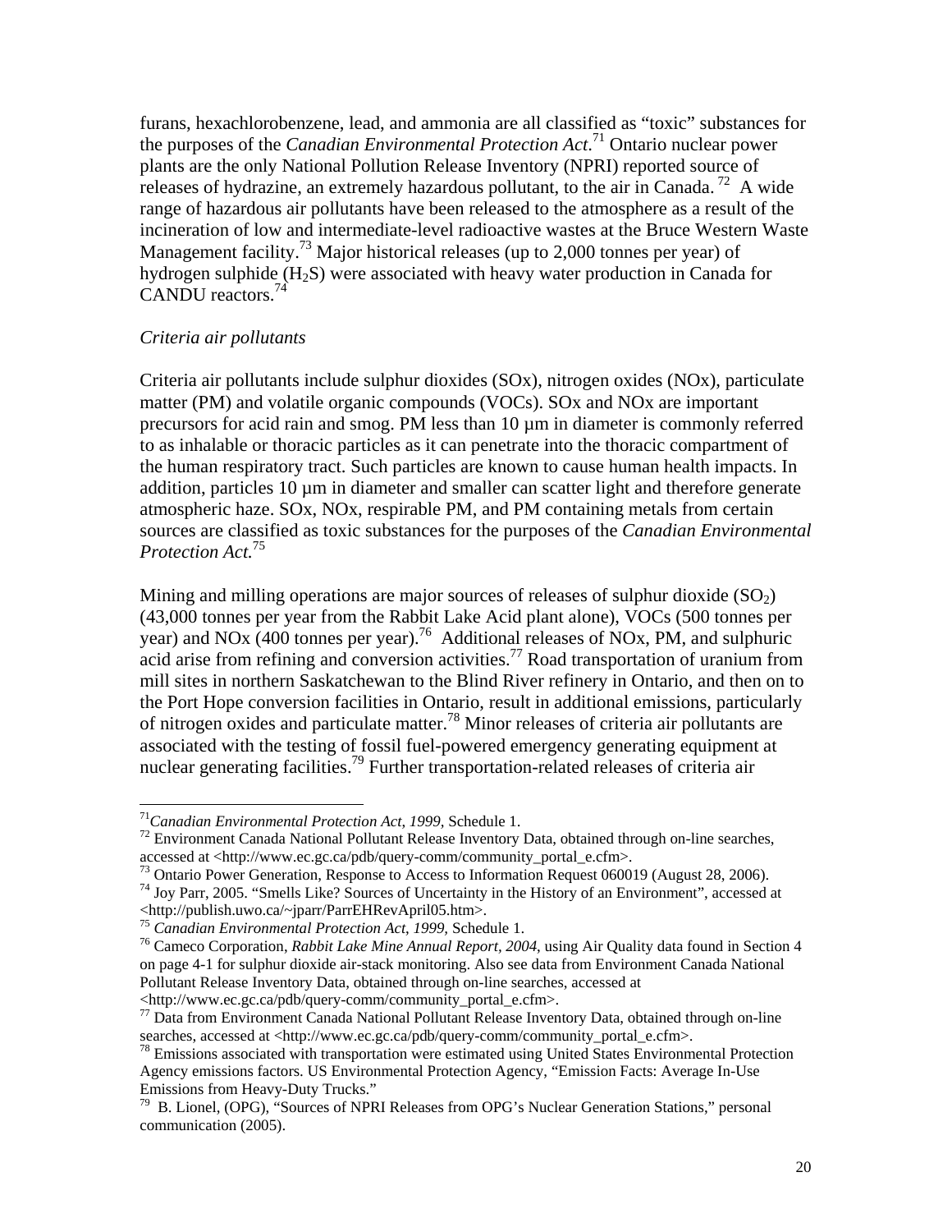furans, hexachlorobenzene, lead, and ammonia are all classified as "toxic" substances for the purposes of the *Canadian Environmental Protection Act*.[71] Ontario nuclear power plants are the only National Pollution Release Inventory (NPRI) reported source of releases of hydrazine, an extremely hazardous pollutant, to the air in Canada.[72] A wide range of hazardous air pollutants have been released to the atmosphere as a result of the incineration of low and intermediate-level radioactive wastes at the Bruce Western Waste Management facility.[73] Major historical releases (up to 2,000 tonnes per year) of hydrogen sulphide ($H_2S$) were associated with heavy water production in Canada for CANDU reactors.[74]

*Criteria air pollutants*

Criteria air pollutants include sulphur dioxides (SOx), nitrogen oxides (NOx), particulate matter (PM) and volatile organic compounds (VOCs). SOx and NOx are important precursors for acid rain and smog. PM less than 10 µm in diameter is commonly referred to as inhalable or thoracic particles as it can penetrate into the thoracic compartment of the human respiratory tract. Such particles are known to cause human health impacts. In addition, particles 10 µm in diameter and smaller can scatter light and therefore generate atmospheric haze. SOx, NOx, respirable PM, and PM containing metals from certain sources are classified as toxic substances for the purposes of the *Canadian Environmental Protection Act.*[75]

Mining and milling operations are major sources of releases of sulphur dioxide ($SO_2$) (43,000 tonnes per year from the Rabbit Lake Acid plant alone), VOCs (500 tonnes per year) and NOx (400 tonnes per year).[76] Additional releases of NOx, PM, and sulphuric acid arise from refining and conversion activities.[77] Road transportation of uranium from mill sites in northern Saskatchewan to the Blind River refinery in Ontario, and then on to the Port Hope conversion facilities in Ontario, result in additional emissions, particularly of nitrogen oxides and particulate matter.[78] Minor releases of criteria air pollutants are associated with the testing of fossil fuel-powered emergency generating equipment at nuclear generating facilities.[79] Further transportation-related releases of criteria air

---

[71] *Canadian Environmental Protection Act, 1999*, Schedule 1.

[72] Environment Canada National Pollutant Release Inventory Data, obtained through on-line searches, accessed at <http://www.ec.gc.ca/pdb/query-comm/community_portal_e.cfm>.

[73] Ontario Power Generation, Response to Access to Information Request 060019 (August 28, 2006).

[74] Joy Parr, 2005. "Smells Like? Sources of Uncertainty in the History of an Environment", accessed at <http://publish.uwo.ca/~jparr/ParrEHRevApril05.htm>.

[75] *Canadian Environmental Protection Act, 1999*, Schedule 1.

[76] Cameco Corporation, *Rabbit Lake Mine Annual Report, 2004*, using Air Quality data found in Section 4 on page 4-1 for sulphur dioxide air-stack monitoring. Also see data from Environment Canada National Pollutant Release Inventory Data, obtained through on-line searches, accessed at <http://www.ec.gc.ca/pdb/query-comm/community_portal_e.cfm>.

[77] Data from Environment Canada National Pollutant Release Inventory Data, obtained through on-line searches, accessed at <http://www.ec.gc.ca/pdb/query-comm/community_portal_e.cfm>.

[78] Emissions associated with transportation were estimated using United States Environmental Protection Agency emissions factors. US Environmental Protection Agency, "Emission Facts: Average In-Use Emissions from Heavy-Duty Trucks."

[79] B. Lionel, (OPG), "Sources of NPRI Releases from OPG's Nuclear Generation Stations," personal communication (2005).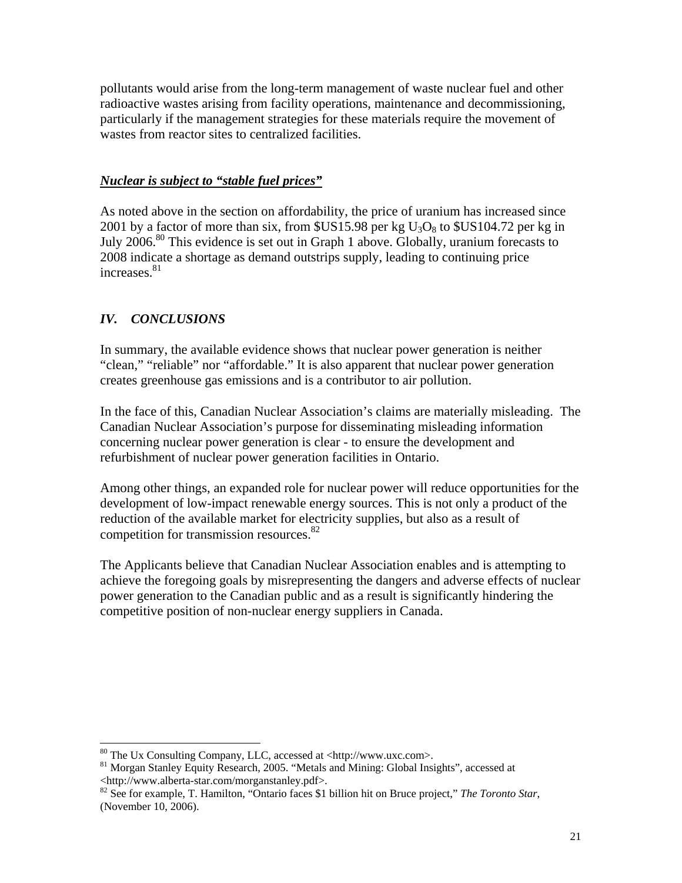pollutants would arise from the long-term management of waste nuclear fuel and other radioactive wastes arising from facility operations, maintenance and decommissioning, particularly if the management strategies for these materials require the movement of wastes from reactor sites to centralized facilities.

***<u>Nuclear is subject to "stable fuel prices"</u>***

As noted above in the section on affordability, the price of uranium has increased since 2001 by a factor of more than six, from $US15.98 per kg $U_3O_8$ to $US104.72 per kg in July 2006.[80] This evidence is set out in Graph 1 above. Globally, uranium forecasts to 2008 indicate a shortage as demand outstrips supply, leading to continuing price increases.[81]

## *IV. CONCLUSIONS*

In summary, the available evidence shows that nuclear power generation is neither "clean," "reliable" nor "affordable." It is also apparent that nuclear power generation creates greenhouse gas emissions and is a contributor to air pollution.

In the face of this, Canadian Nuclear Association's claims are materially misleading. The Canadian Nuclear Association's purpose for disseminating misleading information concerning nuclear power generation is clear - to ensure the development and refurbishment of nuclear power generation facilities in Ontario.

Among other things, an expanded role for nuclear power will reduce opportunities for the development of low-impact renewable energy sources. This is not only a product of the reduction of the available market for electricity supplies, but also as a result of competition for transmission resources.[82]

The Applicants believe that Canadian Nuclear Association enables and is attempting to achieve the foregoing goals by misrepresenting the dangers and adverse effects of nuclear power generation to the Canadian public and as a result is significantly hindering the competitive position of non-nuclear energy suppliers in Canada.

---

[80] The Ux Consulting Company, LLC, accessed at <http://www.uxc.com>.

[81] Morgan Stanley Equity Research, 2005. "Metals and Mining: Global Insights", accessed at <http://www.alberta-star.com/morganstanley.pdf>.

[82] See for example, T. Hamilton, "Ontario faces $1 billion hit on Bruce project," *The Toronto Star*, (November 10, 2006).